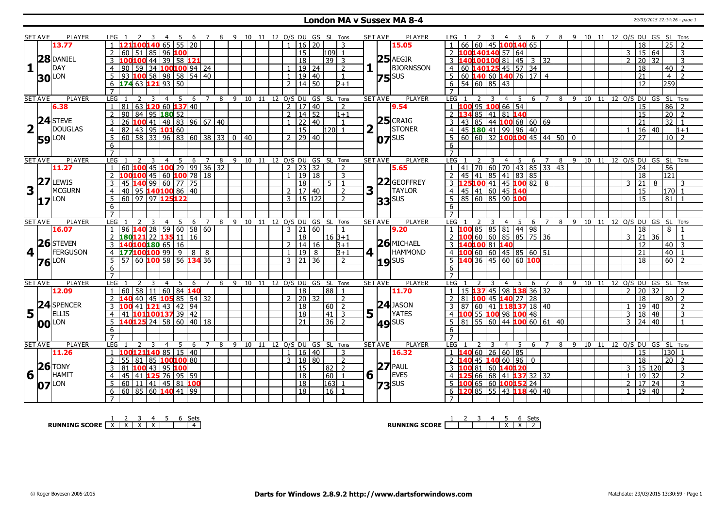# London MA v Sussex MA 8-4

29/03/2015 22:14:26 - page 1

| SET | AVE | PLAYER | LEG | 1 | 2 | 3 | 4 | 5 | 6 | 7 | 8 | 9 | 10 | 11 | 12 | O/S | DU | GS | SL | Tons | SET | AVE | PLAYER | LEG | 1 | 2 | 3 | 4 | 5 | 6 | 7 | 8 | 9 | 10 | 11 | 12 | O/S | DU | GS | SL | Tons |
|---|---|---|---|---|---|---|---|---|---|---|---|---|---|---|---|---|---|---|---|---|---|---|---|---|---|---|---|---|---|---|---|---|---|---|---|---|---|---|---|---|---|
| 1 | 13.77 28.30 | DANIEL DAY LON | 1 | 121 | 100 | 140 | 65 | 55 | 20 | | | | | | | 1 | 16 | 20 | | 3 | 1 | 15.05 25.75 | AEGIR BJORNSSON SUS | 1 | 66 | 60 | 45 | 100 | 140 | 65 | | | | | | | | 18 | | 25 | 2 |
| | | | 2 | 60 | 51 | 85 | 96 | 100 | | | | | | | | | 15 | | 109 | 1 | | | | 2 | 100 | 140 | 140 | 57 | 64 | | | | | | | | 3 | 15 | 64 | | 3 |
| | | | 3 | 100 | 100 | 44 | 39 | 58 | 121 | | | | | | | | 18 | | 39 | 3 | | | | 3 | 140 | 100 | 100 | 81 | 45 | 3 | 32 | | | | | | 2 | 20 | 32 | | 3 |
| | | | 4 | 90 | 59 | 34 | 100 | 100 | 94 | 24 | | | | | | 1 | 19 | 24 | | 2 | | | | 4 | 60 | 140 | 125 | 45 | 57 | 34 | | | | | | | | 18 | | 40 | 2 |
| | | | 5 | 93 | 100 | 58 | 98 | 58 | 54 | 40 | | | | | | 1 | 19 | 40 | | 1 | | | | 5 | 60 | 140 | 60 | 140 | 76 | 17 | 4 | | | | | | | 21 | | 4 | 2 |
| | | | 6 | 174 | 63 | 121 | 93 | 50 | | | | | | | | 2 | 14 | 50 | | 2+1 | | | | 6 | 54 | 60 | 85 | 43 | | | | | | | | | | 12 | | 259 | |
| | | | 7 | | | | | | | | | | | | | | | | | | | | | 7 | | | | | | | | | | | | | | | | | |
| 2 | 6.38 24.59 | STEVE DOUGLAS LON | 1 | 81 | 63 | 120 | 60 | 137 | 40 | | | | | | | 2 | 17 | 40 | | 2 | 2 | 9.54 25.07 | CRAIG STONER SUS | 1 | 100 | 95 | 100 | 66 | 54 | | | | | | | | | 15 | | 86 | 2 |
| | | | 2 | 90 | 84 | 95 | 180 | 52 | | | | | | | | 2 | 14 | 52 | | 1+1 | | | | 2 | 134 | 85 | 41 | 81 | 140 | | | | | | | | | 15 | | 20 | 2 |
| | | | 3 | 26 | 100 | 41 | 48 | 83 | 96 | 67 | 40 | | | | | 1 | 22 | 40 | | 1 | | | | 3 | 43 | 85 | 44 | 100 | 68 | 60 | 69 | | | | | | | 21 | | 32 | 1 |
| | | | 4 | 82 | 43 | 95 | 101 | 60 | | | | | | | | | 15 | | 120 | 1 | | | | 4 | 45 | 180 | 41 | 99 | 96 | 40 | | | | | | | 1 | 16 | 40 | | 1+1 |
| | | | 5 | 60 | 58 | 33 | 96 | 83 | 60 | 38 | 33 | 0 | 40 | | | 2 | 29 | 40 | | | | | | 5 | 60 | 60 | 32 | 100 | 100 | 45 | 44 | 50 | 0 | | | | | 27 | | 10 | 2 |
| | | | 6 | | | | | | | | | | | | | | | | | | | | | 6 | | | | | | | | | | | | | | | | | |
| | | | 7 | | | | | | | | | | | | | | | | | | | | | 7 | | | | | | | | | | | | | | | | | |
| 3 | 11.27 27.17 | LEWIS MCGURN LON | 1 | 60 | 100 | 45 | 100 | 29 | 99 | 36 | 32 | | | | | 2 | 23 | 32 | | 2 | 3 | 5.65 22.33 | GEOFFREY TAYLOR SUS | 1 | 41 | 70 | 60 | 70 | 43 | 85 | 33 | 43 | | | | | | 24 | | 56 | |
| | | | 2 | 100 | 100 | 45 | 60 | 100 | 78 | 18 | | | | | | 1 | 19 | 18 | | 3 | | | | 2 | 45 | 41 | 85 | 41 | 83 | 85 | | | | | | | | 18 | | 121 | |
| | | | 3 | 45 | 140 | 99 | 60 | 77 | 75 | | | | | | | | 18 | | 5 | 1 | | | | 3 | 125 | 100 | 41 | 45 | 100 | 82 | 8 | | | | | | 3 | 21 | 8 | | 3 |
| | | | 4 | 40 | 95 | 140 | 100 | 86 | 40 | | | | | | | 2 | 17 | 40 | | 2 | | | | 4 | 45 | 41 | 60 | 45 | 140 | | | | | | | | | 15 | | 170 | 1 |
| | | | 5 | 60 | 97 | 97 | 125 | 122 | | | | | | | | 3 | 15 | 122 | | 2 | | | | 5 | 85 | 60 | 85 | 90 | 100 | | | | | | | | | 15 | | 81 | 1 |
| | | | 6 | | | | | | | | | | | | | | | | | | | | | 6 | | | | | | | | | | | | | | | | | |
| | | | 7 | | | | | | | | | | | | | | | | | | | | | 7 | | | | | | | | | | | | | | | | | |
| 4 | 16.07 26.76 | STEVEN FERGUSON LON | 1 | 96 | 140 | 28 | 59 | 60 | 58 | 60 | | | | | | 3 | 21 | 60 | | 1 | 4 | 9.20 26.19 | MICHAEL HAMMOND SUS | 1 | 100 | 85 | 85 | 81 | 44 | 98 | | | | | | | | 18 | | 8 | 1 |
| | | | 2 | 180 | 121 | 22 | 135 | 11 | 16 | | | | | | | | 18 | | 16 | 3+1 | | | | 2 | 100 | 60 | 60 | 85 | 85 | 75 | 36 | | | | | | 3 | 21 | 36 | | 1 |
| | | | 3 | 140 | 100 | 180 | 65 | 16 | | | | | | | | 2 | 14 | 16 | | 3+1 | | | | 3 | 140 | 100 | 81 | 140 | | | | | | | | | | 12 | | 40 | 3 |
| | | | 4 | 177 | 100 | 100 | 99 | 9 | 8 | 8 | | | | | | 1 | 19 | 8 | | 3+1 | | | | 4 | 100 | 60 | 60 | 45 | 85 | 60 | 51 | | | | | | | 21 | | 40 | 1 |
| | | | 5 | 57 | 60 | 100 | 58 | 56 | 134 | 36 | | | | | | 3 | 21 | 36 | | 2 | | | | 5 | 140 | 36 | 45 | 60 | 60 | 100 | | | | | | | | 18 | | 60 | 2 |
| | | | 6 | | | | | | | | | | | | | | | | | | | | | 6 | | | | | | | | | | | | | | | | | |
| | | | 7 | | | | | | | | | | | | | | | | | | | | | 7 | | | | | | | | | | | | | | | | | |
| 5 | 12.09 24.00 | SPENCER ELLIS LON | 1 | 60 | 58 | 11 | 60 | 84 | 140 | | | | | | | | 18 | | 88 | 1 | 5 | 11.70 24.49 | JASON YATES SUS | 1 | 15 | 137 | 45 | 98 | 138 | 36 | 32 | | | | | | 2 | 20 | 32 | | 2 |
| | | | 2 | 140 | 40 | 45 | 105 | 85 | 54 | 32 | | | | | | 2 | 20 | 32 | | 2 | | | | 2 | 81 | 100 | 45 | 140 | 27 | 28 | | | | | | | | 18 | | 80 | 2 |
| | | | 3 | 100 | 41 | 121 | 43 | 42 | 94 | | | | | | | | 18 | | 60 | 2 | | | | 3 | 87 | 60 | 41 | 118 | 137 | 18 | 40 | | | | | | 1 | 19 | 40 | | 2 |
| | | | 4 | 41 | 101 | 100 | 137 | 39 | 42 | | | | | | | | 18 | | 41 | 3 | | | | 4 | 100 | 55 | 100 | 98 | 100 | 48 | | | | | | | 3 | 18 | 48 | | 3 |
| | | | 5 | 140 | 125 | 24 | 58 | 60 | 40 | 18 | | | | | | | 21 | | 36 | 2 | | | | 5 | 81 | 55 | 60 | 44 | 100 | 60 | 61 | 40 | | | | | 3 | 24 | 40 | | 1 |
| | | | 6 | | | | | | | | | | | | | | | | | | | | | 6 | | | | | | | | | | | | | | | | | |
| | | | 7 | | | | | | | | | | | | | | | | | | | | | 7 | | | | | | | | | | | | | | | | | |
| 6 | 11.26 26.07 | TONY HAMIT LON | 1 | 100 | 121 | 140 | 85 | 15 | 40 | | | | | | | 1 | 16 | 40 | | 3 | 6 | 16.32 27.73 | PAUL EVES SUS | 1 | 140 | 60 | 26 | 60 | 85 | | | | | | | | | 15 | | 130 | 1 |
| | | | 2 | 55 | 81 | 85 | 100 | 100 | 80 | | | | | | | 3 | 18 | 80 | | 2 | | | | 2 | 140 | 45 | 140 | 60 | 96 | 0 | | | | | | | | 18 | | 20 | 2 |
| | | | 3 | 81 | 100 | 43 | 95 | 100 | | | | | | | | | 15 | | 82 | 2 | | | | 3 | 100 | 81 | 60 | 140 | 120 | | | | | | | | 3 | 15 | 120 | | 3 |
| | | | 4 | 45 | 41 | 125 | 76 | 95 | 59 | | | | | | | | 18 | | 60 | 1 | | | | 4 | 125 | 66 | 68 | 41 | 137 | 32 | 32 | | | | | | 1 | 19 | 32 | | 2 |
| | | | 5 | 60 | 11 | 41 | 45 | 81 | 100 | | | | | | | | 18 | | 163 | 1 | | | | 5 | 100 | 65 | 60 | 100 | 152 | 24 | | | | | | | 2 | 17 | 24 | | 3 |
| | | | 6 | 60 | 85 | 60 | 140 | 41 | 99 | | | | | | | | 18 | | 16 | 1 | | | | 6 | 120 | 85 | 55 | 43 | 118 | 40 | 40 | | | | | | 1 | 19 | 40 | | 2 |
| | | | 7 | | | | | | | | | | | | | | | | | | | | | 7 | | | | | | | | | | | | | | | | | |

| RUNNING SCORE | 1 | 2 | 3 | 4 | 5 | 6 | Sets |
|---|---|---|---|---|---|---|---|
| LON | X | X | X | X | | | 4 |
| SUS | | | | | X | X | 2 |

© Roger Boyesen 2005-2015 **Darts for Windows 2.8.9.2 http://www.dartsforwindows.com** Matchdate: 29/03/2015 13:30:59 - Page 1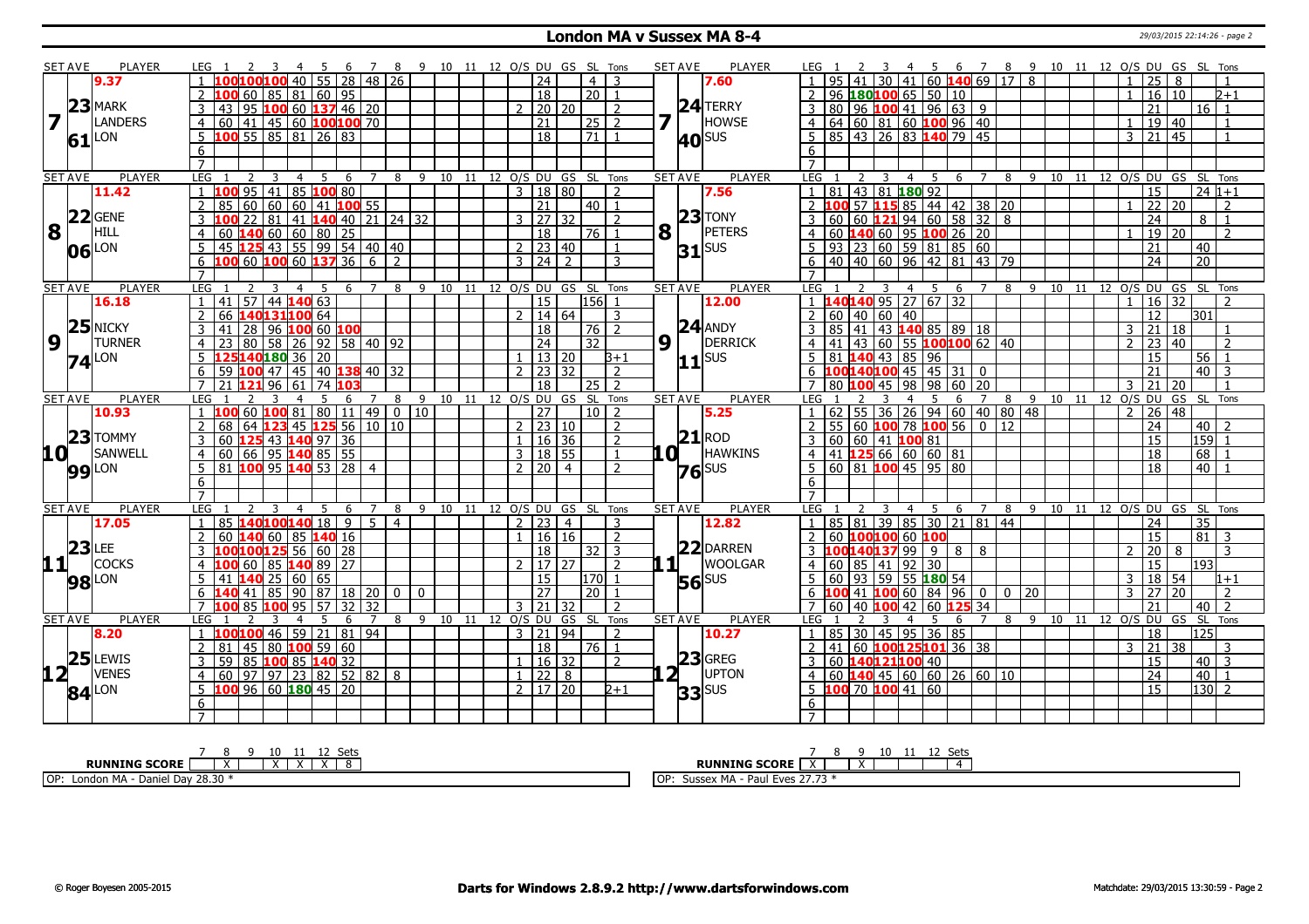# London MA v Sussex MA 8-4

29/03/2015 22:14:26 - page 2

## Set 7

| SET AVE | PLAYER | LEG | 1 | 2 | 3 | 4 | 5 | 6 | 7 | 8 | 9 | 10 | 11 | 12 | O/S | DU | GS | SL | Tons |
|---|---|---|---|---|---|---|---|---|---|---|---|---|---|---|---|---|---|---|---|
| 9.37 | MARK LANDERS LON | 1 | 100 | 100 | 100 | 40 | 55 | 28 | 48 | 26 | | | | | | 24 | | 4 | 3 |
| 23 | | 2 | 100 | 60 | 85 | 81 | 60 | 95 | | | | | | | | 18 | | 20 | 1 |
| 61 | | 3 | 43 | 95 | 100 | 60 | 137 | 46 | 20 | | | | | | 2 | 20 | 20 | | 2 |
| | | 4 | 60 | 41 | 45 | 60 | 100 | 100 | 70 | | | | | | | 21 | | 25 | 2 |
| | | 5 | 100 | 55 | 85 | 81 | 26 | 83 | | | | | | | | 18 | | 71 | 1 |

| SET AVE | PLAYER | LEG | 1 | 2 | 3 | 4 | 5 | 6 | 7 | 8 | 9 | 10 | 11 | 12 | O/S | DU | GS | SL | Tons |
|---|---|---|---|---|---|---|---|---|---|---|---|---|---|---|---|---|---|---|---|
| 7.60 | TERRY HOWSE SUS | 1 | 95 | 41 | 30 | 41 | 60 | 140 | 69 | 17 | 8 | | | | 1 | 25 | 8 | | 1 |
| 24 | | 2 | 96 | 180 | 100 | 65 | 50 | 10 | | | | | | | 1 | 16 | 10 | | 2+1 |
| 40 | | 3 | 80 | 96 | 100 | 41 | 96 | 63 | 9 | | | | | | | 21 | | 16 | 1 |
| | | 4 | 64 | 60 | 81 | 60 | 100 | 96 | 40 | | | | | | 1 | 19 | 40 | | 1 |
| | | 5 | 85 | 43 | 26 | 83 | 140 | 79 | 45 | | | | | | 3 | 21 | 45 | | 1 |

## Set 8

| SET AVE | PLAYER | LEG | 1 | 2 | 3 | 4 | 5 | 6 | 7 | 8 | 9 | 10 | 11 | 12 | O/S | DU | GS | SL | Tons |
|---|---|---|---|---|---|---|---|---|---|---|---|---|---|---|---|---|---|---|---|
| 11.42 | GENE HILL LON | 1 | 100 | 95 | 41 | 85 | 100 | 80 | | | | | | | 3 | 18 | 80 | | 2 |
| 22 | | 2 | 85 | 60 | 60 | 60 | 41 | 100 | 55 | | | | | | | 21 | | 40 | 1 |
| 06 | | 3 | 100 | 22 | 81 | 41 | 140 | 40 | 21 | 24 | 32 | | | | 3 | 27 | 32 | | 2 |
| | | 4 | 60 | 140 | 60 | 60 | 80 | 25 | | | | | | | | 18 | | 76 | 1 |
| | | 5 | 45 | 125 | 43 | 55 | 99 | 54 | 40 | 40 | | | | | 2 | 23 | 40 | | 1 |
| | | 6 | 100 | 60 | 100 | 60 | 137 | 36 | 6 | 2 | | | | | 3 | 24 | 2 | | 3 |

| SET AVE | PLAYER | LEG | 1 | 2 | 3 | 4 | 5 | 6 | 7 | 8 | 9 | 10 | 11 | 12 | O/S | DU | GS | SL | Tons |
|---|---|---|---|---|---|---|---|---|---|---|---|---|---|---|---|---|---|---|---|
| 7.56 | TONY PETERS SUS | 1 | 81 | 43 | 81 | 180 | 92 | | | | | | | | | 15 | | 24 | 1+1 |
| 23 | | 2 | 100 | 57 | 115 | 85 | 44 | 42 | 38 | 20 | | | | | 1 | 22 | 20 | | 2 |
| 31 | | 3 | 60 | 60 | 121 | 94 | 60 | 58 | 32 | 8 | | | | | | 24 | | 8 | 1 |
| | | 4 | 60 | 140 | 60 | 95 | 100 | 26 | 20 | | | | | | 1 | 19 | 20 | | 2 |
| | | 5 | 93 | 23 | 60 | 59 | 81 | 85 | 60 | | | | | | | 21 | | 40 | |
| | | 6 | 40 | 40 | 60 | 96 | 42 | 81 | 43 | 79 | | | | | | 24 | | 20 | |

## Set 9

| SET AVE | PLAYER | LEG | 1 | 2 | 3 | 4 | 5 | 6 | 7 | 8 | 9 | 10 | 11 | 12 | O/S | DU | GS | SL | Tons |
|---|---|---|---|---|---|---|---|---|---|---|---|---|---|---|---|---|---|---|---|
| 16.18 | NICKY TURNER LON | 1 | 41 | 57 | 44 | 140 | 63 | | | | | | | | | 15 | | 156 | 1 |
| 25 | | 2 | 66 | 140 | 131 | 100 | 64 | | | | | | | | 2 | 14 | 64 | | 3 |
| 74 | | 3 | 41 | 28 | 96 | 100 | 60 | 100 | | | | | | | | 18 | | 76 | 2 |
| | | 4 | 23 | 80 | 58 | 26 | 92 | 58 | 40 | 92 | | | | | | 24 | | 32 | |
| | | 5 | 125 | 140 | 180 | 36 | 20 | | | | | | | | 1 | 13 | 20 | | 3+1 |
| | | 6 | 59 | 100 | 47 | 45 | 40 | 138 | 40 | 32 | | | | | 2 | 23 | 32 | | 2 |
| | | 7 | 21 | 121 | 96 | 61 | 74 | 103 | | | | | | | | 18 | | 25 | 2 |

| SET AVE | PLAYER | LEG | 1 | 2 | 3 | 4 | 5 | 6 | 7 | 8 | 9 | 10 | 11 | 12 | O/S | DU | GS | SL | Tons |
|---|---|---|---|---|---|---|---|---|---|---|---|---|---|---|---|---|---|---|---|
| 12.00 | ANDY DERRICK SUS | 1 | 140 | 140 | 95 | 27 | 67 | 32 | | | | | | | 1 | 16 | 32 | | 2 |
| 24 | | 2 | 60 | 40 | 60 | 40 | | | | | | | | | | 12 | | 301 | |
| 11 | | 3 | 85 | 41 | 43 | 140 | 85 | 89 | 18 | | | | | | 3 | 21 | 18 | | 1 |
| | | 4 | 41 | 43 | 60 | 55 | 100 | 100 | 62 | 40 | | | | | 2 | 23 | 40 | | 2 |
| | | 5 | 81 | 140 | 43 | 85 | 96 | | | | | | | | | 15 | | 56 | 1 |
| | | 6 | 100 | 140 | 100 | 45 | 45 | 31 | 0 | | | | | | | 21 | | 40 | 3 |
| | | 7 | 80 | 100 | 45 | 98 | 98 | 60 | 20 | | | | | | 3 | 21 | 20 | | 1 |

## Set 10

| SET AVE | PLAYER | LEG | 1 | 2 | 3 | 4 | 5 | 6 | 7 | 8 | 9 | 10 | 11 | 12 | O/S | DU | GS | SL | Tons |
|---|---|---|---|---|---|---|---|---|---|---|---|---|---|---|---|---|---|---|---|
| 10.93 | TOMMY SANWELL LON | 1 | 100 | 60 | 100 | 81 | 80 | 11 | 49 | 0 | 10 | | | | | 27 | | 10 | 2 |
| 23 | | 2 | 68 | 64 | 123 | 45 | 125 | 56 | 10 | 10 | | | | | 2 | 23 | 10 | | 2 |
| 99 | | 3 | 60 | 125 | 43 | 140 | 97 | 36 | | | | | | | 1 | 16 | 36 | | 2 |
| | | 4 | 60 | 66 | 95 | 140 | 85 | 55 | | | | | | | 3 | 18 | 55 | | 1 |
| | | 5 | 81 | 100 | 95 | 140 | 53 | 28 | 4 | | | | | | 2 | 20 | 4 | | 2 |

| SET AVE | PLAYER | LEG | 1 | 2 | 3 | 4 | 5 | 6 | 7 | 8 | 9 | 10 | 11 | 12 | O/S | DU | GS | SL | Tons |
|---|---|---|---|---|---|---|---|---|---|---|---|---|---|---|---|---|---|---|---|
| 5.25 | ROD HAWKINS SUS | 1 | 62 | 55 | 36 | 26 | 94 | 60 | 40 | 80 | 48 | | | | 2 | 26 | 48 | | |
| 21 | | 2 | 55 | 60 | 100 | 78 | 100 | 56 | 0 | 12 | | | | | | 24 | | 40 | 2 |
| 76 | | 3 | 60 | 60 | 41 | 100 | 81 | | | | | | | | | 15 | | 159 | 1 |
| | | 4 | 41 | 125 | 66 | 60 | 60 | 81 | | | | | | | | 18 | | 68 | 1 |
| | | 5 | 60 | 81 | 100 | 45 | 95 | 80 | | | | | | | | 18 | | 40 | 1 |

## Set 11

| SET AVE | PLAYER | LEG | 1 | 2 | 3 | 4 | 5 | 6 | 7 | 8 | 9 | 10 | 11 | 12 | O/S | DU | GS | SL | Tons |
|---|---|---|---|---|---|---|---|---|---|---|---|---|---|---|---|---|---|---|---|
| 17.05 | LEE COCKS LON | 1 | 85 | 140 | 100 | 140 | 18 | 9 | 5 | 4 | | | | | 2 | 23 | 4 | | 3 |
| 23 | | 2 | 60 | 140 | 60 | 85 | 140 | 16 | | | | | | | 1 | 16 | 16 | | 2 |
| 98 | | 3 | 100 | 100 | 125 | 56 | 60 | 28 | | | | | | | | 18 | | 32 | 3 |
| | | 4 | 100 | 60 | 85 | 140 | 89 | 27 | | | | | | | 2 | 17 | 27 | | 2 |
| | | 5 | 41 | 140 | 25 | 60 | 65 | | | | | | | | | 15 | | 170 | 1 |
| | | 6 | 140 | 41 | 85 | 90 | 87 | 18 | 20 | 0 | 0 | | | | | 27 | | 20 | 1 |
| | | 7 | 100 | 85 | 100 | 95 | 57 | 32 | 32 | | | | | | 3 | 21 | 32 | | 2 |

| SET AVE | PLAYER | LEG | 1 | 2 | 3 | 4 | 5 | 6 | 7 | 8 | 9 | 10 | 11 | 12 | O/S | DU | GS | SL | Tons |
|---|---|---|---|---|---|---|---|---|---|---|---|---|---|---|---|---|---|---|---|
| 12.82 | DARREN WOOLGAR SUS | 1 | 85 | 81 | 39 | 85 | 30 | 21 | 81 | 44 | | | | | | 24 | | 35 | |
| 22 | | 2 | 60 | 100 | 100 | 60 | 100 | | | | | | | | | 15 | | 81 | 3 |
| 56 | | 3 | 100 | 140 | 137 | 99 | 9 | 8 | 8 | | | | | | 2 | 20 | 8 | | 3 |
| | | 4 | 60 | 85 | 41 | 92 | 30 | | | | | | | | | 15 | | 193 | |
| | | 5 | 60 | 93 | 59 | 55 | 180 | 54 | | | | | | | 3 | 18 | 54 | | 1+1 |
| | | 6 | 100 | 41 | 100 | 60 | 84 | 96 | 0 | 0 | 20 | | | | 3 | 27 | 20 | | 2 |
| | | 7 | 60 | 40 | 100 | 42 | 60 | 125 | 34 | | | | | | | 21 | | 40 | 2 |

## Set 12

| SET AVE | PLAYER | LEG | 1 | 2 | 3 | 4 | 5 | 6 | 7 | 8 | 9 | 10 | 11 | 12 | O/S | DU | GS | SL | Tons |
|---|---|---|---|---|---|---|---|---|---|---|---|---|---|---|---|---|---|---|---|
| 8.20 | LEWIS VENES LON | 1 | 100 | 100 | 46 | 59 | 21 | 81 | 94 | | | | | | 3 | 21 | 94 | | 2 |
| 25 | | 2 | 81 | 45 | 80 | 100 | 59 | 60 | | | | | | | | 18 | | 76 | 1 |
| 84 | | 3 | 59 | 85 | 100 | 85 | 140 | 32 | | | | | | | 1 | 16 | 32 | | 2 |
| | | 4 | 60 | 97 | 97 | 23 | 82 | 52 | 82 | 8 | | | | | 1 | 22 | 8 | | |
| | | 5 | 100 | 96 | 60 | 180 | 45 | 20 | | | | | | | 2 | 17 | 20 | | 2+1 |

| SET AVE | PLAYER | LEG | 1 | 2 | 3 | 4 | 5 | 6 | 7 | 8 | 9 | 10 | 11 | 12 | O/S | DU | GS | SL | Tons |
|---|---|---|---|---|---|---|---|---|---|---|---|---|---|---|---|---|---|---|---|
| 10.27 | GREG UPTON SUS | 1 | 85 | 30 | 45 | 95 | 36 | 85 | | | | | | | | 18 | | 125 | |
| 23 | | 2 | 41 | 60 | 100 | 125 | 101 | 36 | 38 | | | | | | 3 | 21 | 38 | | 3 |
| 33 | | 3 | 60 | 140 | 121 | 100 | 40 | | | | | | | | | 15 | | 40 | 3 |
| | | 4 | 60 | 140 | 45 | 60 | 60 | 26 | 60 | 10 | | | | | | 24 | | 40 | 1 |
| | | 5 | 100 | 70 | 100 | 41 | 60 | | | | | | | | | 15 | | 130 | 2 |

## Running Score

| RUNNING SCORE | 7 | 8 | 9 | 10 | 11 | 12 | Sets |
|---|---|---|---|---|---|---|---|
| London MA | | X | | X | X | X | 8 |
| Sussex MA | X | | X | | | | 4 |

OP: London MA - Daniel Day 28.30 *

OP: Sussex MA - Paul Eves 27.73 *

© Roger Boyesen 2005-2015 — Darts for Windows 2.8.9.2 http://www.dartsforwindows.com — Matchdate: 29/03/2015 13:30:59 - Page 2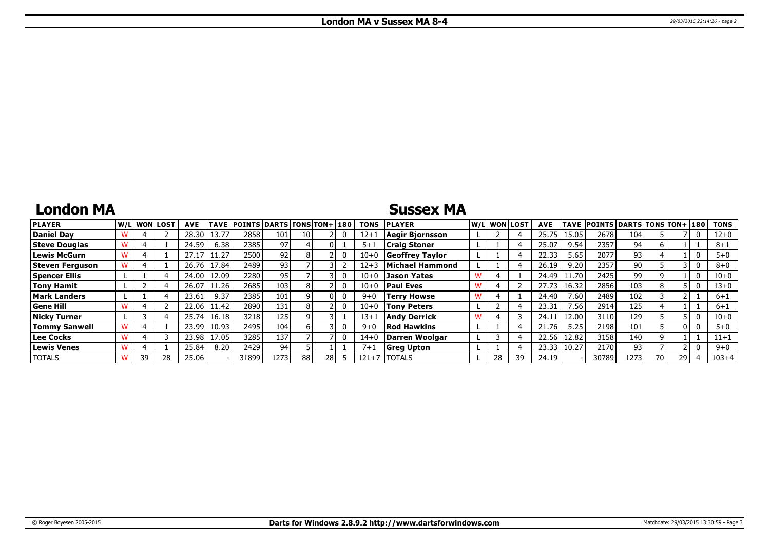# London MA v Sussex MA 8-4

## London MA

| PLAYER | W/L | WON | LOST | AVE | TAVE | POINTS | DARTS | TONS | TON+ | 180 | TONS |
|---|---|---|---|---|---|---|---|---|---|---|---|
| Daniel Day | W | 4 | 2 | 28.30 | 13.77 | 2858 | 101 | 10 | 2 | 0 | 12+1 |
| Steve Douglas | W | 4 | 1 | 24.59 | 6.38 | 2385 | 97 | 4 | 0 | 1 | 5+1 |
| Lewis McGurn | W | 4 | 1 | 27.17 | 11.27 | 2500 | 92 | 8 | 2 | 0 | 10+0 |
| Steven Ferguson | W | 4 | 1 | 26.76 | 17.84 | 2489 | 93 | 7 | 3 | 2 | 12+3 |
| Spencer Ellis | L | 1 | 4 | 24.00 | 12.09 | 2280 | 95 | 7 | 3 | 0 | 10+0 |
| Tony Hamit | L | 2 | 4 | 26.07 | 11.26 | 2685 | 103 | 8 | 2 | 0 | 10+0 |
| Mark Landers | L | 1 | 4 | 23.61 | 9.37 | 2385 | 101 | 9 | 0 | 0 | 9+0 |
| Gene Hill | W | 4 | 2 | 22.06 | 11.42 | 2890 | 131 | 8 | 2 | 0 | 10+0 |
| Nicky Turner | L | 3 | 4 | 25.74 | 16.18 | 3218 | 125 | 9 | 3 | 1 | 13+1 |
| Tommy Sanwell | W | 4 | 1 | 23.99 | 10.93 | 2495 | 104 | 6 | 3 | 0 | 9+0 |
| Lee Cocks | W | 4 | 3 | 23.98 | 17.05 | 3285 | 137 | 7 | 7 | 0 | 14+0 |
| Lewis Venes | W | 4 | 1 | 25.84 | 8.20 | 2429 | 94 | 5 | 1 | 1 | 7+1 |
| TOTALS | W | 39 | 28 | 25.06 | - | 31899 | 1273 | 88 | 28 | 5 | 121+7 |

## Sussex MA

| PLAYER | W/L | WON | LOST | AVE | TAVE | POINTS | DARTS | TONS | TON+ | 180 | TONS |
|---|---|---|---|---|---|---|---|---|---|---|---|
| Aegir Bjornsson | L | 2 | 4 | 25.75 | 15.05 | 2678 | 104 | 5 | 7 | 0 | 12+0 |
| Craig Stoner | L | 1 | 4 | 25.07 | 9.54 | 2357 | 94 | 6 | 1 | 1 | 8+1 |
| Geoffrey Taylor | L | 1 | 4 | 22.33 | 5.65 | 2077 | 93 | 4 | 1 | 0 | 5+0 |
| Michael Hammond | L | 1 | 4 | 26.19 | 9.20 | 2357 | 90 | 5 | 3 | 0 | 8+0 |
| Jason Yates | W | 4 | 1 | 24.49 | 11.70 | 2425 | 99 | 9 | 1 | 0 | 10+0 |
| Paul Eves | W | 4 | 2 | 27.73 | 16.32 | 2856 | 103 | 8 | 5 | 0 | 13+0 |
| Terry Howse | W | 4 | 1 | 24.40 | 7.60 | 2489 | 102 | 3 | 2 | 1 | 6+1 |
| Tony Peters | L | 2 | 4 | 23.31 | 7.56 | 2914 | 125 | 4 | 1 | 1 | 6+1 |
| Andy Derrick | W | 4 | 3 | 24.11 | 12.00 | 3110 | 129 | 5 | 5 | 0 | 10+0 |
| Rod Hawkins | L | 1 | 4 | 21.76 | 5.25 | 2198 | 101 | 5 | 0 | 0 | 5+0 |
| Darren Woolgar | L | 3 | 4 | 22.56 | 12.82 | 3158 | 140 | 9 | 1 | 1 | 11+1 |
| Greg Upton | L | 1 | 4 | 23.33 | 10.27 | 2170 | 93 | 7 | 2 | 0 | 9+0 |
| TOTALS | L | 28 | 39 | 24.19 | - | 30789 | 1273 | 70 | 29 | 4 | 103+4 |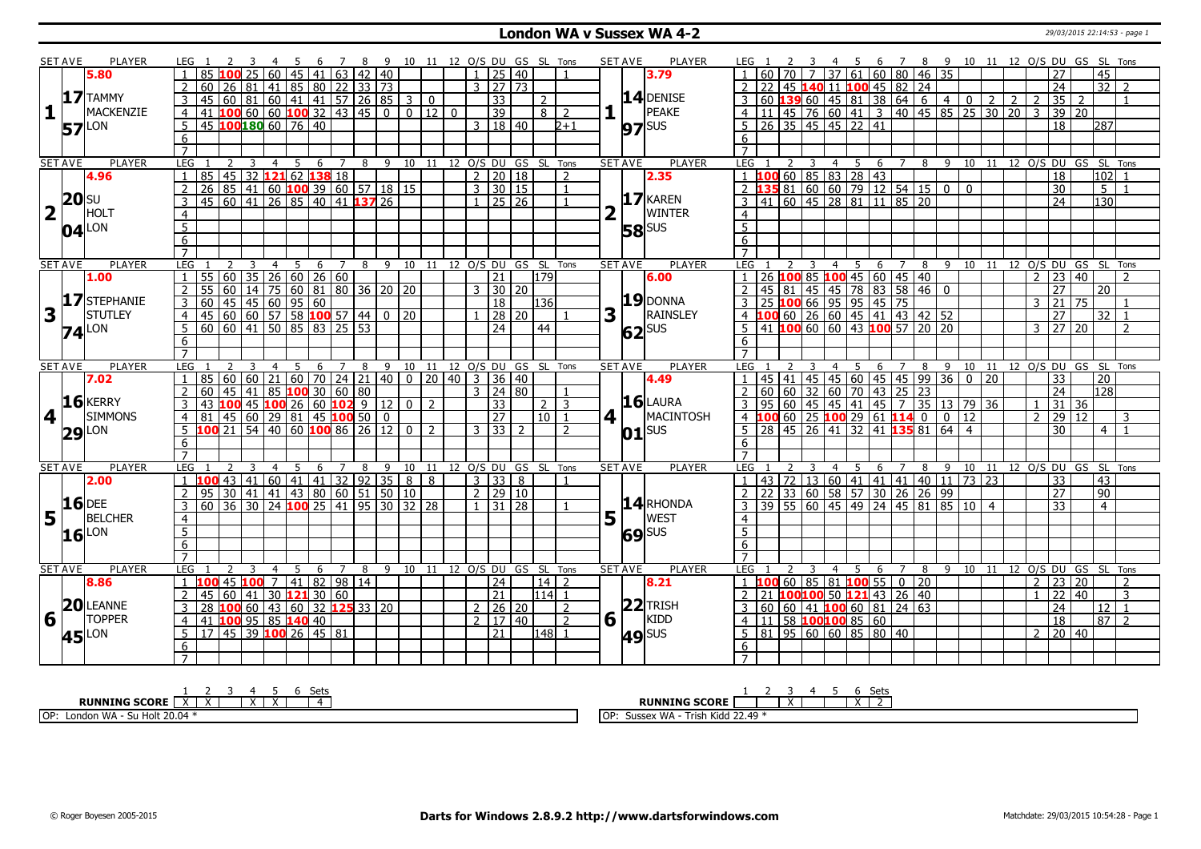# London WA v Sussex WA 4-2

29/03/2015 22:14:53 - page 1

| SET AVE | PLAYER | LEG | 1 | 2 | 3 | 4 | 5 | 6 | 7 | 8 | 9 | 10 | 11 | 12 | O/S | DU | GS | SL | Tons | SET AVE | PLAYER | LEG | 1 | 2 | 3 | 4 | 5 | 6 | 7 | 8 | 9 | 10 | 11 | 12 | O/S | DU | GS | SL | Tons |
|---|---|---|---|---|---|---|---|---|---|---|---|---|---|---|---|---|---|---|---|---|---|---|---|---|---|---|---|---|---|---|---|---|---|---|---|---|---|---|---|
| 5.80 | | 1 | 85 | 100 | 25 | 60 | 45 | 41 | 63 | 42 | 40 | | | | 1 | 25 | 40 | | 1 | 3.79 | | 1 | 60 | 70 | 7 | 37 | 61 | 60 | 80 | 46 | 35 | | | | | 27 | | 45 | |
| 17 | TAMMY MACKENZIE | 2 | 60 | 26 | 81 | 41 | 85 | 80 | 22 | 33 | 73 | | | | 3 | 27 | 73 | | | 14 | DENISE PEAKE | 2 | 22 | 45 | 140 | 11 | 100 | 45 | 82 | 24 | | | | | | 24 | | 32 | 2 |
| 1 | | 3 | 45 | 60 | 81 | 60 | 41 | 41 | 57 | 26 | 85 | 3 | 0 | | | 33 | | 2 | | 1 | | 3 | 60 | 139 | 60 | 45 | 81 | 38 | 64 | 6 | 4 | 0 | 2 | 2 | 2 | 35 | 2 | | 1 |
| | | 4 | 41 | 100 | 60 | 60 | 100 | 32 | 43 | 45 | 0 | 0 | 12 | 0 | | 39 | | 8 | 2 | | | 4 | 11 | 45 | 76 | 60 | 41 | 3 | 40 | 45 | 85 | 25 | 30 | 20 | 3 | 39 | 20 | | |
| 57 | LON | 5 | 45 | 100 | 180 | 60 | 76 | 40 | | | | | | | 3 | 18 | 40 | | 2+1 | 97 | SUS | 5 | 26 | 35 | 45 | 45 | 22 | 41 | | | | | | | | 18 | | 287 | |
| | | 6 | | | | | | | | | | | | | | | | | | | | 6 | | | | | | | | | | | | | | | | | |
| | | 7 | | | | | | | | | | | | | | | | | | | | 7 | | | | | | | | | | | | | | | | | |
| SET AVE | PLAYER | LEG | 1 | 2 | 3 | 4 | 5 | 6 | 7 | 8 | 9 | 10 | 11 | 12 | O/S | DU | GS | SL | Tons | SET AVE | PLAYER | LEG | 1 | 2 | 3 | 4 | 5 | 6 | 7 | 8 | 9 | 10 | 11 | 12 | O/S | DU | GS | SL | Tons |
| 4.96 | | 1 | 85 | 45 | 32 | 121 | 62 | 138 | 18 | | | | | | 2 | 20 | 18 | | 2 | 2.35 | | 1 | 100 | 60 | 85 | 83 | 28 | 43 | | | | | | | | 18 | | 102 | 1 |
| 20 | SU HOLT | 2 | 26 | 85 | 41 | 60 | 100 | 39 | 60 | 57 | 18 | 15 | | | 3 | 30 | 15 | | 1 | 17 | KAREN WINTER | 2 | 135 | 81 | 60 | 60 | 79 | 12 | 54 | 15 | 0 | 0 | | | | 30 | | 5 | 1 |
| 2 | | 3 | 45 | 60 | 41 | 26 | 85 | 40 | 41 | 137 | 26 | | | | 1 | 25 | 26 | | 1 | 2 | | 3 | 41 | 60 | 45 | 28 | 81 | 11 | 85 | 20 | | | | | | 24 | | 130 | |
| | | 4 | | | | | | | | | | | | | | | | | | | | 4 | | | | | | | | | | | | | | | | | |
| 04 | LON | 5 | | | | | | | | | | | | | | | | | | 58 | SUS | 5 | | | | | | | | | | | | | | | | | |
| | | 6 | | | | | | | | | | | | | | | | | | | | 6 | | | | | | | | | | | | | | | | | |
| | | 7 | | | | | | | | | | | | | | | | | | | | 7 | | | | | | | | | | | | | | | | | |
| SET AVE | PLAYER | LEG | 1 | 2 | 3 | 4 | 5 | 6 | 7 | 8 | 9 | 10 | 11 | 12 | O/S | DU | GS | SL | Tons | SET AVE | PLAYER | LEG | 1 | 2 | 3 | 4 | 5 | 6 | 7 | 8 | 9 | 10 | 11 | 12 | O/S | DU | GS | SL | Tons |
| 1.00 | | 1 | 55 | 60 | 35 | 26 | 60 | 26 | 60 | | | | | | | 21 | | 179 | | 6.00 | | 1 | 26 | 100 | 85 | 100 | 45 | 60 | 45 | 40 | | | | | 2 | 23 | 40 | | 2 |
| 17 | STEPHANIE STUTLEY | 2 | 55 | 60 | 14 | 75 | 60 | 81 | 80 | 36 | 20 | 20 | | | 3 | 30 | 20 | | | 19 | DONNA RAINSLEY | 2 | 45 | 81 | 45 | 45 | 78 | 83 | 58 | 46 | 0 | | | | | 27 | | 20 | |
| 3 | | 3 | 60 | 45 | 45 | 60 | 95 | 60 | | | | | | | | 18 | | 136 | | 3 | | 3 | 25 | 100 | 66 | 95 | 95 | 45 | 75 | | | | | | 3 | 21 | 75 | | 1 |
| | | 4 | 45 | 60 | 60 | 57 | 58 | 100 | 57 | 44 | 0 | 20 | | | 1 | 28 | 20 | | 1 | | | 4 | 100 | 60 | 26 | 60 | 45 | 41 | 43 | 42 | 52 | | | | | 27 | | 32 | 1 |
| 74 | LON | 5 | 60 | 60 | 41 | 50 | 85 | 83 | 25 | 53 | | | | | | 24 | | 44 | | 62 | SUS | 5 | 41 | 100 | 60 | 60 | 43 | 100 | 57 | 20 | 20 | | | | 3 | 27 | 20 | | 2 |
| | | 6 | | | | | | | | | | | | | | | | | | | | 6 | | | | | | | | | | | | | | | | | |
| | | 7 | | | | | | | | | | | | | | | | | | | | 7 | | | | | | | | | | | | | | | | | |
| SET AVE | PLAYER | LEG | 1 | 2 | 3 | 4 | 5 | 6 | 7 | 8 | 9 | 10 | 11 | 12 | O/S | DU | GS | SL | Tons | SET AVE | PLAYER | LEG | 1 | 2 | 3 | 4 | 5 | 6 | 7 | 8 | 9 | 10 | 11 | 12 | O/S | DU | GS | SL | Tons |
| 7.02 | | 1 | 85 | 60 | 60 | 21 | 60 | 70 | 24 | 21 | 40 | 0 | 20 | 40 | 3 | 36 | 40 | | | 4.49 | | 1 | 45 | 41 | 45 | 45 | 60 | 45 | 45 | 99 | 36 | 0 | 20 | | | 33 | | 20 | |
| 16 | KERRY SIMMONS | 2 | 60 | 45 | 41 | 85 | 100 | 30 | 60 | 80 | | | | | 3 | 24 | 80 | | 1 | 16 | LAURA MACINTOSH | 2 | 60 | 60 | 32 | 60 | 70 | 43 | 25 | 23 | | | | | | 24 | | 128 | |
| 4 | | 3 | 43 | 100 | 45 | 100 | 26 | 60 | 102 | 9 | 12 | 0 | 2 | | | 33 | | 2 | 3 | 4 | | 3 | 95 | 60 | 45 | 45 | 41 | 45 | 7 | 35 | 13 | 79 | 36 | | 1 | 31 | 36 | | |
| | | 4 | 81 | 45 | 60 | 29 | 81 | 45 | 100 | 50 | 0 | | | | | 27 | | 10 | 1 | | | 4 | 100 | 60 | 25 | 100 | 29 | 61 | 114 | 0 | 0 | 12 | | | 2 | 29 | 12 | | 3 |
| 29 | LON | 5 | 100 | 21 | 54 | 40 | 60 | 100 | 86 | 26 | 12 | 0 | 2 | | 3 | 33 | 2 | | 2 | 01 | SUS | 5 | 28 | 45 | 26 | 41 | 32 | 41 | 135 | 81 | 64 | 4 | | | | 30 | | 4 | 1 |
| | | 6 | | | | | | | | | | | | | | | | | | | | 6 | | | | | | | | | | | | | | | | | |
| | | 7 | | | | | | | | | | | | | | | | | | | | 7 | | | | | | | | | | | | | | | | | |
| SET AVE | PLAYER | LEG | 1 | 2 | 3 | 4 | 5 | 6 | 7 | 8 | 9 | 10 | 11 | 12 | O/S | DU | GS | SL | Tons | SET AVE | PLAYER | LEG | 1 | 2 | 3 | 4 | 5 | 6 | 7 | 8 | 9 | 10 | 11 | 12 | O/S | DU | GS | SL | Tons |
| 2.00 | | 1 | 100 | 43 | 41 | 60 | 41 | 41 | 32 | 92 | 35 | 8 | 8 | | 3 | 33 | 8 | | 1 | | | 1 | 43 | 72 | 13 | 60 | 41 | 41 | 41 | 40 | 11 | 73 | 23 | | | 33 | | 43 | |
| 16 | DEE BELCHER | 2 | 95 | 30 | 41 | 41 | 43 | 80 | 60 | 51 | 50 | 10 | | | 2 | 29 | 10 | | | 14 | RHONDA WEST | 2 | 22 | 33 | 60 | 58 | 57 | 30 | 26 | 26 | 99 | | | | | 27 | | 90 | |
| 5 | | 3 | 60 | 36 | 30 | 24 | 100 | 25 | 41 | 95 | 30 | 32 | 28 | | 1 | 31 | 28 | | 1 | 5 | | 3 | 39 | 55 | 60 | 45 | 49 | 24 | 45 | 81 | 85 | 10 | 4 | | | 33 | | 4 | |
| | | 4 | | | | | | | | | | | | | | | | | | | | 4 | | | | | | | | | | | | | | | | | |
| 16 | LON | 5 | | | | | | | | | | | | | | | | | | 69 | SUS | 5 | | | | | | | | | | | | | | | | | |
| | | 6 | | | | | | | | | | | | | | | | | | | | 6 | | | | | | | | | | | | | | | | | |
| | | 7 | | | | | | | | | | | | | | | | | | | | 7 | | | | | | | | | | | | | | | | | |
| SET AVE | PLAYER | LEG | 1 | 2 | 3 | 4 | 5 | 6 | 7 | 8 | 9 | 10 | 11 | 12 | O/S | DU | GS | SL | Tons | SET AVE | PLAYER | LEG | 1 | 2 | 3 | 4 | 5 | 6 | 7 | 8 | 9 | 10 | 11 | 12 | O/S | DU | GS | SL | Tons |
| 8.86 | | 1 | 100 | 45 | 100 | 7 | 41 | 82 | 98 | 14 | | | | | | 24 | | 14 | 2 | 8.21 | | 1 | 100 | 60 | 85 | 81 | 100 | 55 | 0 | 20 | | | | | 2 | 23 | 20 | | 2 |
| 20 | LEANNE TOPPER | 2 | 45 | 60 | 41 | 30 | 121 | 30 | 60 | | | | | | | 21 | | 114 | 1 | 22 | TRISH KIDD | 2 | 21 | 100 | 100 | 50 | 121 | 43 | 26 | 40 | | | | | 1 | 22 | 40 | | 3 |
| 6 | | 3 | 28 | 100 | 60 | 43 | 60 | 32 | 125 | 33 | 20 | | | | 2 | 26 | 20 | | 2 | 6 | | 3 | 60 | 60 | 41 | 100 | 60 | 81 | 24 | 63 | | | | | | 24 | | 12 | 1 |
| | | 4 | 41 | 100 | 95 | 85 | 140 | 40 | | | | | | | 2 | 17 | 40 | | 2 | | | 4 | 11 | 58 | 100 | 100 | 85 | 60 | | | | | | | | 18 | | 87 | 2 |
| 45 | LON | 5 | 17 | 45 | 39 | 100 | 26 | 45 | 81 | | | | | | | 21 | | 148 | 1 | 49 | SUS | 5 | 81 | 95 | 60 | 60 | 85 | 80 | 40 | | | | | | 2 | 20 | 40 | | |
| | | 6 | | | | | | | | | | | | | | | | | | | | 6 | | | | | | | | | | | | | | | | | |
| | | 7 | | | | | | | | | | | | | | | | | | | | 7 | | | | | | | | | | | | | | | | | |

| RUNNING SCORE | 1 | 2 | 3 | 4 | 5 | 6 | Sets |
|---|---|---|---|---|---|---|---|
| London WA | X | X | | X | X | | 4 |
| Sussex WA | | | X | | | X | 2 |

OP: London WA - Su Holt 20.04 *

OP: Sussex WA - Trish Kidd 22.49 *

© Roger Boyesen 2005-2015 **Darts for Windows 2.8.9.2 http://www.dartsforwindows.com** Matchdate: 29/03/2015 10:54:28 - Page 1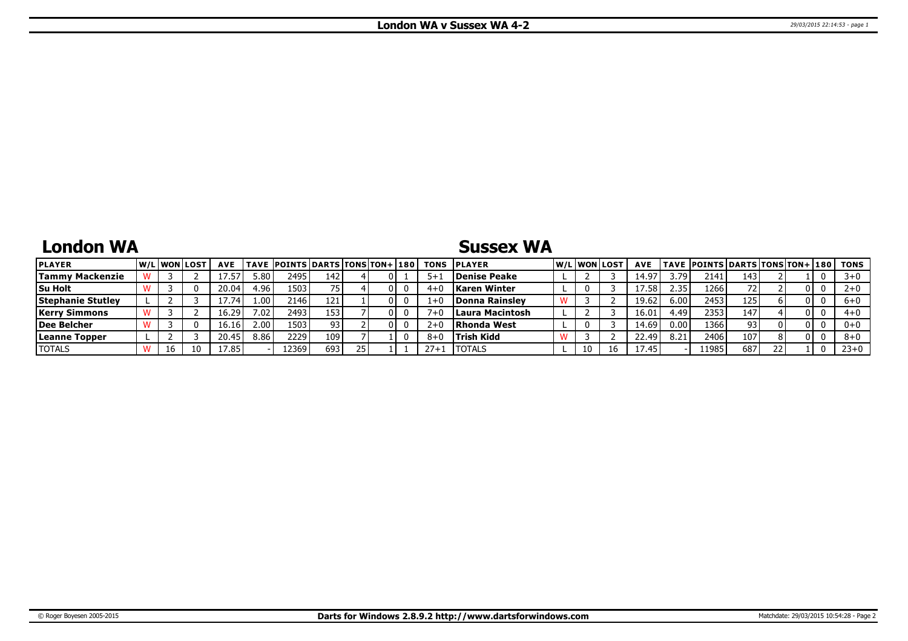# London WA v Sussex WA 4-2

## London WA

| PLAYER | W/L | WON | LOST | AVE | TAVE | POINTS | DARTS | TONS | TON+ | 180 | TONS |
|---|---|---|---|---|---|---|---|---|---|---|---|
| Tammy Mackenzie | W | 3 | 2 | 17.57 | 5.80 | 2495 | 142 | 4 | 0 | 1 | 5+1 |
| Su Holt | W | 3 | 0 | 20.04 | 4.96 | 1503 | 75 | 4 | 0 | 0 | 4+0 |
| Stephanie Stutley | L | 2 | 3 | 17.74 | 1.00 | 2146 | 121 | 1 | 0 | 0 | 1+0 |
| Kerry Simmons | W | 3 | 2 | 16.29 | 7.02 | 2493 | 153 | 7 | 0 | 0 | 7+0 |
| Dee Belcher | W | 3 | 0 | 16.16 | 2.00 | 1503 | 93 | 2 | 0 | 0 | 2+0 |
| Leanne Topper | L | 2 | 3 | 20.45 | 8.86 | 2229 | 109 | 7 | 1 | 0 | 8+0 |
| TOTALS | W | 16 | 10 | 17.85 | - | 12369 | 693 | 25 | 1 | 1 | 27+1 |

## Sussex WA

| PLAYER | W/L | WON | LOST | AVE | TAVE | POINTS | DARTS | TONS | TON+ | 180 | TONS |
|---|---|---|---|---|---|---|---|---|---|---|---|
| Denise Peake | L | 2 | 3 | 14.97 | 3.79 | 2141 | 143 | 2 | 1 | 0 | 3+0 |
| Karen Winter | L | 0 | 3 | 17.58 | 2.35 | 1266 | 72 | 2 | 0 | 0 | 2+0 |
| Donna Rainsley | W | 3 | 2 | 19.62 | 6.00 | 2453 | 125 | 6 | 0 | 0 | 6+0 |
| Laura Macintosh | L | 2 | 3 | 16.01 | 4.49 | 2353 | 147 | 4 | 0 | 0 | 4+0 |
| Rhonda West | L | 0 | 3 | 14.69 | 0.00 | 1366 | 93 | 0 | 0 | 0 | 0+0 |
| Trish Kidd | W | 3 | 2 | 22.49 | 8.21 | 2406 | 107 | 8 | 0 | 0 | 8+0 |
| TOTALS | L | 10 | 16 | 17.45 | - | 11985 | 687 | 22 | 1 | 0 | 23+0 |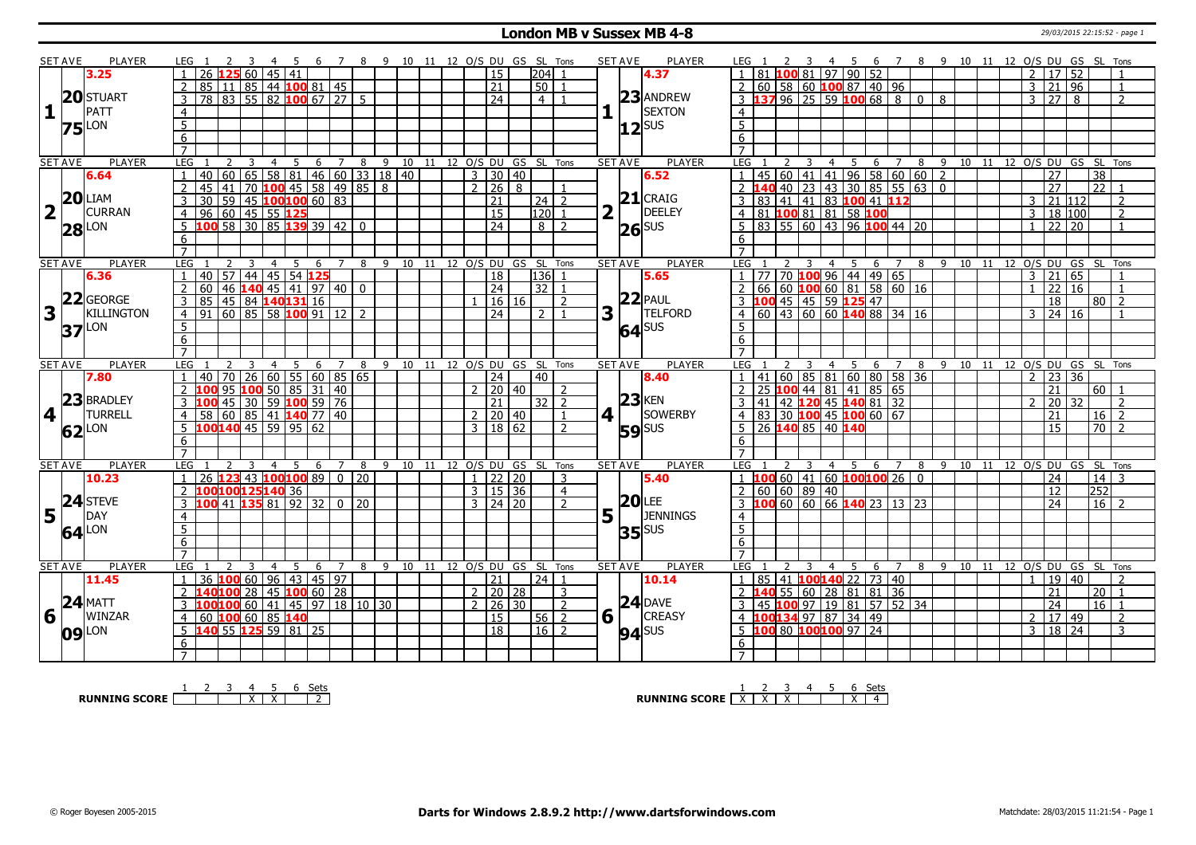# London MB v Sussex MB 4-8

29/03/2015 22:15:52 - page 1

| SET AVE | PLAYER | LEG | 1 | 2 | 3 | 4 | 5 | 6 | 7 | 8 | 9 | 10 | 11 | 12 | O/S | DU | GS | SL | Tons | SET AVE | PLAYER | LEG | 1 | 2 | 3 | 4 | 5 | 6 | 7 | 8 | 9 | 10 | 11 | 12 | O/S | DU | GS | SL | Tons |
|---|---|---|---|---|---|---|---|---|---|---|---|---|---|---|---|---|---|---|---|---|---|---|---|---|---|---|---|---|---|---|---|---|---|---|---|---|---|---|---|
| 1 | 3.25 20 STUART PATT 75 LON | 1 | 26 | 125 | 60 | 45 | 41 | | | | | | | | | 15 | | 204 | 1 | 1 | 4.37 23 ANDREW SEXTON 12 SUS | 1 | 81 | 100 | 81 | 97 | 90 | 52 | | | | | | | 2 | 17 | 52 | | 1 |
| | | 2 | 85 | 11 | 85 | 44 | 100 | 81 | 45 | | | | | | | 21 | | 50 | 1 | | | 2 | 60 | 58 | 60 | 100 | 87 | 40 | 96 | | | | | | 3 | 21 | 96 | | 1 |
| | | 3 | 78 | 83 | 55 | 82 | 100 | 67 | 27 | 5 | | | | | | 24 | | 4 | 1 | | | 3 | 137 | 96 | 25 | 59 | 100 | 68 | 8 | 0 | 8 | | | | 3 | 27 | 8 | | 2 |
| | | 4 | | | | | | | | | | | | | | | | | | | | 4 | | | | | | | | | | | | | | | | | |
| | | 5 | | | | | | | | | | | | | | | | | | | | 5 | | | | | | | | | | | | | | | | | |
| | | 6 | | | | | | | | | | | | | | | | | | | | 6 | | | | | | | | | | | | | | | | | |
| | | 7 | | | | | | | | | | | | | | | | | | | | 7 | | | | | | | | | | | | | | | | | |
| 2 | 6.64 20 LIAM CURRAN 28 LON | 1 | 40 | 60 | 65 | 58 | 81 | 46 | 60 | 33 | 18 | 40 | | | 3 | 30 | 40 | | | 2 | 6.52 21 CRAIG DEELEY 26 SUS | 1 | 45 | 60 | 41 | 41 | 96 | 58 | 60 | 60 | 2 | | | | | 27 | | 38 | |
| | | 2 | 45 | 41 | 70 | 100 | 45 | 58 | 49 | 85 | 8 | | | | 2 | 26 | 8 | | 1 | | | 2 | 140 | 40 | 23 | 43 | 30 | 85 | 55 | 63 | 0 | | | | | 27 | | 22 | 1 |
| | | 3 | 30 | 59 | 45 | 100 | 100 | 60 | 83 | | | | | | | 21 | | 24 | 2 | | | 3 | 83 | 41 | 41 | 83 | 100 | 41 | 112 | | | | | | 3 | 21 | 112 | | 2 |
| | | 4 | 96 | 60 | 45 | 55 | 125 | | | | | | | | | 15 | | 120 | 1 | | | 4 | 81 | 100 | 81 | 81 | 58 | 100 | | | | | | | 3 | 18 | 100 | | 2 |
| | | 5 | 100 | 58 | 30 | 85 | 139 | 39 | 42 | 0 | | | | | | 24 | | 8 | 2 | | | 5 | 83 | 55 | 60 | 43 | 96 | 100 | 44 | 20 | | | | | 1 | 22 | 20 | | 1 |
| | | 6 | | | | | | | | | | | | | | | | | | | | 6 | | | | | | | | | | | | | | | | | |
| | | 7 | | | | | | | | | | | | | | | | | | | | 7 | | | | | | | | | | | | | | | | | |
| 3 | 6.36 22 GEORGE KILLINGTON 37 LON | 1 | 40 | 57 | 44 | 45 | 54 | 125 | | | | | | | | 18 | | 136 | 1 | 3 | 5.65 22 PAUL TELFORD 64 SUS | 1 | 77 | 70 | 100 | 96 | 44 | 49 | 65 | | | | | | 3 | 21 | 65 | | 1 |
| | | 2 | 60 | 46 | 140 | 45 | 41 | 97 | 40 | 0 | | | | | | 24 | | 32 | 1 | | | 2 | 66 | 60 | 100 | 60 | 81 | 58 | 60 | 16 | | | | | 1 | 22 | 16 | | 1 |
| | | 3 | 85 | 45 | 84 | 140 | 131 | 16 | | | | | | | 1 | 16 | 16 | | 2 | | | 3 | 100 | 45 | 45 | 59 | 125 | 47 | | | | | | | | 18 | | 80 | 2 |
| | | 4 | 91 | 60 | 85 | 58 | 100 | 91 | 12 | 2 | | | | | | 24 | | 2 | 1 | | | 4 | 60 | 43 | 60 | 60 | 140 | 88 | 34 | 16 | | | | | 3 | 24 | 16 | | 1 |
| | | 5 | | | | | | | | | | | | | | | | | | | | 5 | | | | | | | | | | | | | | | | | |
| | | 6 | | | | | | | | | | | | | | | | | | | | 6 | | | | | | | | | | | | | | | | | |
| | | 7 | | | | | | | | | | | | | | | | | | | | 7 | | | | | | | | | | | | | | | | | |
| 4 | 7.80 23 BRADLEY TURRELL 62 LON | 1 | 40 | 70 | 26 | 60 | 55 | 60 | 85 | 65 | | | | | | 24 | | 40 | | 4 | 8.40 23 KEN SOWERBY 59 SUS | 1 | 41 | 60 | 85 | 81 | 60 | 80 | 58 | 36 | | | | | 2 | 23 | 36 | | |
| | | 2 | 100 | 95 | 100 | 50 | 85 | 31 | 40 | | | | | | 2 | 20 | 40 | | 2 | | | 2 | 25 | 100 | 44 | 81 | 41 | 85 | 65 | | | | | | | 21 | | 60 | 1 |
| | | 3 | 100 | 45 | 30 | 59 | 100 | 59 | 76 | | | | | | | 21 | | 32 | 2 | | | 3 | 41 | 42 | 120 | 45 | 140 | 81 | 32 | | | | | | 2 | 20 | 32 | | 2 |
| | | 4 | 58 | 60 | 85 | 41 | 140 | 77 | 40 | | | | | | 2 | 20 | 40 | | 1 | | | 4 | 83 | 30 | 100 | 45 | 100 | 60 | 67 | | | | | | | 21 | | 16 | 2 |
| | | 5 | 100 | 140 | 45 | 59 | 95 | 62 | | | | | | | 3 | 18 | 62 | | 2 | | | 5 | 26 | 140 | 85 | 40 | 140 | | | | | | | | | 15 | | 70 | 2 |
| | | 6 | | | | | | | | | | | | | | | | | | | | 6 | | | | | | | | | | | | | | | | | |
| | | 7 | | | | | | | | | | | | | | | | | | | | 7 | | | | | | | | | | | | | | | | | |
| 5 | 10.23 24 STEVE DAY 64 LON | 1 | 26 | 123 | 43 | 100 | 100 | 89 | 0 | 20 | | | | | 1 | 22 | 20 | | 3 | 5 | 5.40 20 LEE JENNINGS 35 SUS | 1 | 100 | 60 | 41 | 60 | 100 | 100 | 26 | 0 | | | | | | 24 | | 14 | 3 |
| | | 2 | 100 | 100 | 125 | 140 | 36 | | | | | | | | 3 | 15 | 36 | | 4 | | | 2 | 60 | 60 | 89 | 40 | | | | | | | | | | 12 | | 252 | |
| | | 3 | 100 | 41 | 135 | 81 | 92 | 32 | 0 | 20 | | | | | 3 | 24 | 20 | | 2 | | | 3 | 100 | 60 | 60 | 66 | 140 | 23 | 13 | 23 | | | | | | 24 | | 16 | 2 |
| | | 4 | | | | | | | | | | | | | | | | | | | | 4 | | | | | | | | | | | | | | | | | |
| | | 5 | | | | | | | | | | | | | | | | | | | | 5 | | | | | | | | | | | | | | | | | |
| | | 6 | | | | | | | | | | | | | | | | | | | | 6 | | | | | | | | | | | | | | | | | |
| | | 7 | | | | | | | | | | | | | | | | | | | | 7 | | | | | | | | | | | | | | | | | |
| 6 | 11.45 24 MATT WINZAR 09 LON | 1 | 36 | 100 | 60 | 96 | 43 | 45 | 97 | | | | | | | 21 | | 24 | 1 | 6 | 10.14 24 DAVE CREASY 94 SUS | 1 | 85 | 41 | 100 | 140 | 22 | 73 | 40 | | | | | | 1 | 19 | 40 | | 2 |
| | | 2 | 140 | 100 | 28 | 45 | 100 | 60 | 28 | | | | | | 2 | 20 | 28 | | 3 | | | 2 | 140 | 55 | 60 | 28 | 81 | 81 | 36 | | | | | | | 21 | | 20 | 1 |
| | | 3 | 100 | 100 | 60 | 41 | 45 | 97 | 18 | 10 | 30 | | | | 2 | 26 | 30 | | 2 | | | 3 | 45 | 100 | 97 | 19 | 81 | 57 | 52 | 34 | | | | | | 24 | | 16 | 1 |
| | | 4 | 60 | 100 | 60 | 85 | 140 | | | | | | | | | 15 | | 56 | 2 | | | 4 | 100 | 134 | 97 | 87 | 34 | 49 | | | | | | | 2 | 17 | 49 | | 2 |
| | | 5 | 140 | 55 | 125 | 59 | 81 | 25 | | | | | | | | 18 | | 16 | 2 | | | 5 | 100 | 80 | 100 | 100 | 97 | 24 | | | | | | | 3 | 18 | 24 | | 3 |
| | | 6 | | | | | | | | | | | | | | | | | | | | 6 | | | | | | | | | | | | | | | | | |
| | | 7 | | | | | | | | | | | | | | | | | | | | 7 | | | | | | | | | | | | | | | | | |

| RUNNING SCORE | 1 | 2 | 3 | 4 | 5 | 6 | Sets |
|---|---|---|---|---|---|---|---|
| London | | | | X | X | | 2 |
| Sussex | X | X | X | | | X | 4 |

© Roger Boyesen 2005-2015 — **Darts for Windows 2.8.9.2 http://www.dartsforwindows.com** — Matchdate: 28/03/2015 11:21:54 - Page 1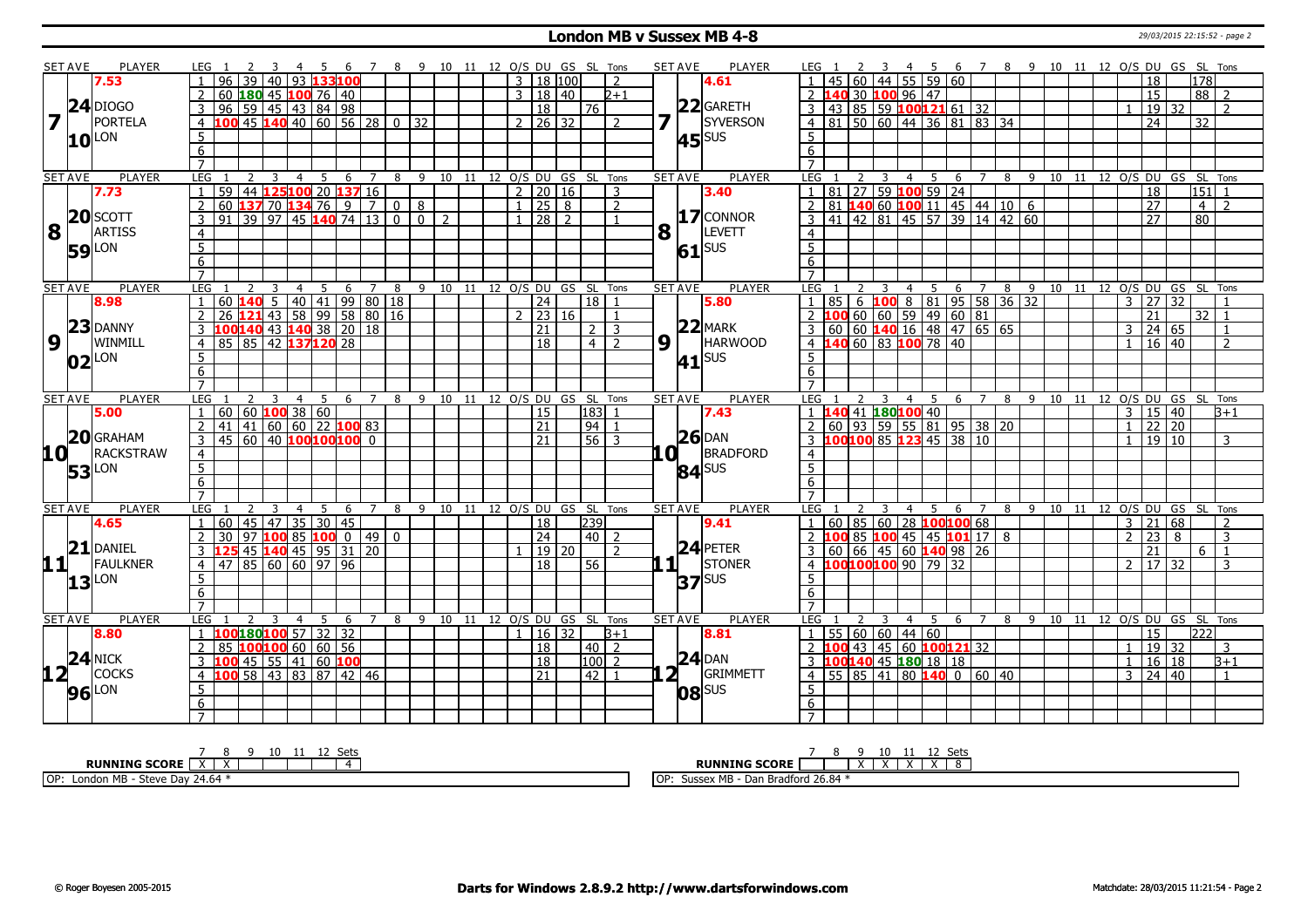# London MB v Sussex MB 4-8

29/03/2015 22:15:52 - page 2

## Set 7

| SET AVE | PLAYER | LEG | 1 | 2 | 3 | 4 | 5 | 6 | 7 | 8 | 9 | 10 | 11 | 12 | O/S | DU | GS | SL | Tons |
|---|---|---|---|---|---|---|---|---|---|---|---|---|---|---|---|---|---|---|---|
| 7.53 | DIOGO PORTELA (LON) | 1 | 96 | 39 | 40 | 93 | 133 | 100 | | | | | | | 3 | 18 | 100 | | 2 |
| 24.10 | | 2 | 60 | 180 | 45 | 100 | 76 | 40 | | | | | | | 3 | 18 | 40 | | 2+1 |
| | | 3 | 96 | 59 | 45 | 43 | 84 | 98 | | | | | | | | 18 | | 76 | |
| | | 4 | 100 | 45 | 140 | 40 | 60 | 56 | 28 | 0 | 32 | | | | 2 | 26 | 32 | | 2 |

| SET AVE | PLAYER | LEG | 1 | 2 | 3 | 4 | 5 | 6 | 7 | 8 | 9 | 10 | 11 | 12 | O/S | DU | GS | SL | Tons |
|---|---|---|---|---|---|---|---|---|---|---|---|---|---|---|---|---|---|---|---|
| 4.61 | GARETH SYVERSON (SUS) | 1 | 45 | 60 | 44 | 55 | 59 | 60 | | | | | | | | 18 | | 178 | |
| 22.45 | | 2 | 140 | 30 | 100 | 96 | 47 | | | | | | | | | 15 | | 88 | 2 |
| | | 3 | 43 | 85 | 59 | 100 | 121 | 61 | 32 | | | | | | 1 | 19 | 32 | | 2 |
| | | 4 | 81 | 50 | 60 | 44 | 36 | 81 | 83 | 34 | | | | | | 24 | | 32 | |

## Set 8

| SET AVE | PLAYER | LEG | 1 | 2 | 3 | 4 | 5 | 6 | 7 | 8 | 9 | 10 | 11 | 12 | O/S | DU | GS | SL | Tons |
|---|---|---|---|---|---|---|---|---|---|---|---|---|---|---|---|---|---|---|---|
| 7.73 | SCOTT ARTISS (LON) | 1 | 59 | 44 | 125 | 100 | 20 | 137 | 16 | | | | | | 2 | 20 | 16 | | 3 |
| 20.59 | | 2 | 60 | 137 | 70 | 134 | 76 | 9 | 7 | 0 | 8 | | | | 1 | 25 | 8 | | 2 |
| | | 3 | 91 | 39 | 97 | 45 | 140 | 74 | 13 | 0 | 0 | 2 | | | 1 | 28 | 2 | | 1 |

| SET AVE | PLAYER | LEG | 1 | 2 | 3 | 4 | 5 | 6 | 7 | 8 | 9 | 10 | 11 | 12 | O/S | DU | GS | SL | Tons |
|---|---|---|---|---|---|---|---|---|---|---|---|---|---|---|---|---|---|---|---|
| 3.40 | CONNOR LEVETT (SUS) | 1 | 81 | 27 | 59 | 100 | 59 | 24 | | | | | | | | 18 | | 151 | 1 |
| 17.61 | | 2 | 81 | 140 | 60 | 100 | 11 | 45 | 44 | 10 | 6 | | | | | 27 | | 4 | 2 |
| | | 3 | 41 | 42 | 81 | 45 | 57 | 39 | 14 | 42 | 60 | | | | | 27 | | 80 | |

## Set 9

| SET AVE | PLAYER | LEG | 1 | 2 | 3 | 4 | 5 | 6 | 7 | 8 | 9 | 10 | 11 | 12 | O/S | DU | GS | SL | Tons |
|---|---|---|---|---|---|---|---|---|---|---|---|---|---|---|---|---|---|---|---|
| 8.98 | DANNY WINMILL (LON) | 1 | 60 | 140 | 5 | 40 | 41 | 99 | 80 | 18 | | | | | | 24 | | 18 | 1 |
| 23.02 | | 2 | 26 | 121 | 43 | 58 | 99 | 58 | 80 | 16 | | | | | 2 | 23 | 16 | | 1 |
| | | 3 | 100 | 140 | 43 | 140 | 38 | 20 | 18 | | | | | | | 21 | | 2 | 3 |
| | | 4 | 85 | 85 | 42 | 137 | 120 | 28 | | | | | | | | 18 | | 4 | 2 |

| SET AVE | PLAYER | LEG | 1 | 2 | 3 | 4 | 5 | 6 | 7 | 8 | 9 | 10 | 11 | 12 | O/S | DU | GS | SL | Tons |
|---|---|---|---|---|---|---|---|---|---|---|---|---|---|---|---|---|---|---|---|
| 5.80 | MARK HARWOOD (SUS) | 1 | 85 | 6 | 100 | 8 | 81 | 95 | 58 | 36 | 32 | | | | 3 | 27 | 32 | | 1 |
| 22.41 | | 2 | 100 | 60 | 60 | 59 | 49 | 60 | 81 | | | | | | | 21 | | 32 | 1 |
| | | 3 | 60 | 60 | 140 | 16 | 48 | 47 | 65 | 65 | | | | | 3 | 24 | 65 | | 1 |
| | | 4 | 140 | 60 | 83 | 100 | 78 | 40 | | | | | | | 1 | 16 | 40 | | 2 |

## Set 10

| SET AVE | PLAYER | LEG | 1 | 2 | 3 | 4 | 5 | 6 | 7 | 8 | 9 | 10 | 11 | 12 | O/S | DU | GS | SL | Tons |
|---|---|---|---|---|---|---|---|---|---|---|---|---|---|---|---|---|---|---|---|
| 5.00 | GRAHAM RACKSTRAW (LON) | 1 | 60 | 60 | 100 | 38 | 60 | | | | | | | | | 15 | | 183 | 1 |
| 20.53 | | 2 | 41 | 41 | 60 | 60 | 22 | 100 | 83 | | | | | | | 21 | | 94 | 1 |
| | | 3 | 45 | 60 | 40 | 100 | 100 | 100 | 0 | | | | | | | 21 | | 56 | 3 |

| SET AVE | PLAYER | LEG | 1 | 2 | 3 | 4 | 5 | 6 | 7 | 8 | 9 | 10 | 11 | 12 | O/S | DU | GS | SL | Tons |
|---|---|---|---|---|---|---|---|---|---|---|---|---|---|---|---|---|---|---|---|
| 7.43 | DAN BRADFORD (SUS) | 1 | 140 | 41 | 180 | 100 | 40 | | | | | | | | 3 | 15 | 40 | | 3+1 |
| 26.84 | | 2 | 60 | 93 | 59 | 55 | 81 | 95 | 38 | 20 | | | | | 1 | 22 | 20 | | |
| | | 3 | 100 | 100 | 85 | 123 | 45 | 38 | 10 | | | | | | 1 | 19 | 10 | | 3 |

## Set 11

| SET AVE | PLAYER | LEG | 1 | 2 | 3 | 4 | 5 | 6 | 7 | 8 | 9 | 10 | 11 | 12 | O/S | DU | GS | SL | Tons |
|---|---|---|---|---|---|---|---|---|---|---|---|---|---|---|---|---|---|---|---|
| 4.65 | DANIEL FAULKNER (LON) | 1 | 60 | 45 | 47 | 35 | 30 | 45 | | | | | | | | 18 | | 239 | |
| 21.13 | | 2 | 30 | 97 | 100 | 85 | 100 | 0 | 49 | 0 | | | | | | 24 | | 40 | 2 |
| | | 3 | 125 | 45 | 140 | 45 | 95 | 31 | 20 | | | | | | 1 | 19 | 20 | | 2 |
| | | 4 | 47 | 85 | 60 | 60 | 97 | 96 | | | | | | | | 18 | | 56 | |

| SET AVE | PLAYER | LEG | 1 | 2 | 3 | 4 | 5 | 6 | 7 | 8 | 9 | 10 | 11 | 12 | O/S | DU | GS | SL | Tons |
|---|---|---|---|---|---|---|---|---|---|---|---|---|---|---|---|---|---|---|---|
| 9.41 | PETER STONER (SUS) | 1 | 60 | 85 | 60 | 28 | 100 | 100 | 68 | | | | | | 3 | 21 | 68 | | 2 |
| 24.37 | | 2 | 100 | 85 | 100 | 45 | 45 | 101 | 17 | 8 | | | | | 2 | 23 | 8 | | 3 |
| | | 3 | 60 | 66 | 45 | 60 | 140 | 98 | 26 | | | | | | | 21 | | 6 | 1 |
| | | 4 | 100 | 100 | 100 | 90 | 79 | 32 | | | | | | | 2 | 17 | 32 | | 3 |

## Set 12

| SET AVE | PLAYER | LEG | 1 | 2 | 3 | 4 | 5 | 6 | 7 | 8 | 9 | 10 | 11 | 12 | O/S | DU | GS | SL | Tons |
|---|---|---|---|---|---|---|---|---|---|---|---|---|---|---|---|---|---|---|---|
| 8.80 | NICK COCKS (LON) | 1 | 100 | 180 | 100 | 57 | 32 | 32 | | | | | | | 1 | 16 | 32 | | 3+1 |
| 24.96 | | 2 | 85 | 100 | 100 | 60 | 60 | 56 | | | | | | | | 18 | | 40 | 2 |
| | | 3 | 100 | 45 | 55 | 41 | 60 | 100 | | | | | | | | 18 | | 100 | 2 |
| | | 4 | 100 | 58 | 43 | 83 | 87 | 42 | 46 | | | | | | | 21 | | 42 | 1 |

| SET AVE | PLAYER | LEG | 1 | 2 | 3 | 4 | 5 | 6 | 7 | 8 | 9 | 10 | 11 | 12 | O/S | DU | GS | SL | Tons |
|---|---|---|---|---|---|---|---|---|---|---|---|---|---|---|---|---|---|---|---|
| 8.81 | DAN GRIMMETT (SUS) | 1 | 55 | 60 | 60 | 44 | 60 | | | | | | | | | 15 | | 222 | |
| 24.08 | | 2 | 100 | 43 | 45 | 60 | 100 | 121 | 32 | | | | | | 1 | 19 | 32 | | 3 |
| | | 3 | 100 | 140 | 45 | 180 | 18 | 18 | | | | | | | 1 | 16 | 18 | | 3+1 |
| | | 4 | 55 | 85 | 41 | 80 | 140 | 0 | 60 | 40 | | | | | 3 | 24 | 40 | | 1 |

## Running Score

| RUNNING SCORE | 7 | 8 | 9 | 10 | 11 | 12 | Sets |
|---|---|---|---|---|---|---|---|
| London MB | X | X | | | | | 4 |
| Sussex MB | | | X | X | X | X | 8 |

OP: London MB - Steve Day 24.64 *

OP: Sussex MB - Dan Bradford 26.84 *

© Roger Boyesen 2005-2015 | Darts for Windows 2.8.9.2 http://www.dartsforwindows.com | Matchdate: 28/03/2015 11:21:54 - Page 2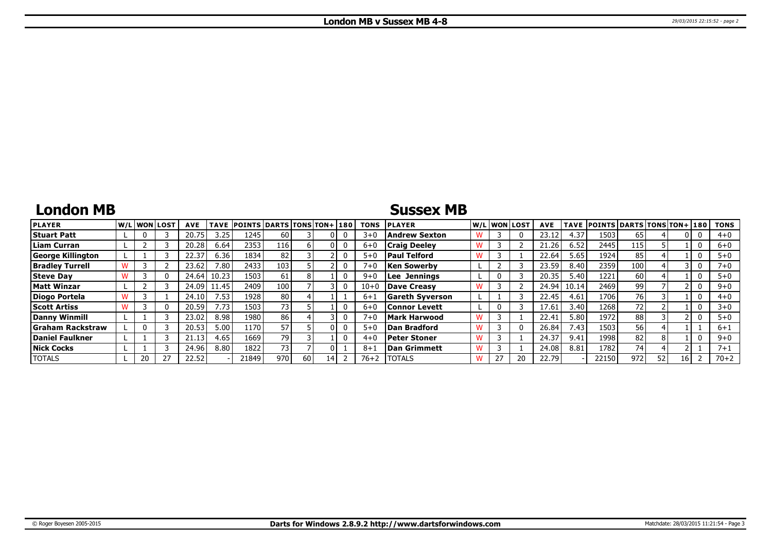# London MB v Sussex MB 4-8

## London MB

| PLAYER | W/L | WON | LOST | AVE | TAVE | POINTS | DARTS | TONS | TON+ | 180 | TONS |
|---|---|---|---|---|---|---|---|---|---|---|---|
| Stuart Patt | L | 0 | 3 | 20.75 | 3.25 | 1245 | 60 | 3 | 0 | 0 | 3+0 |
| Liam Curran | L | 2 | 3 | 20.28 | 6.64 | 2353 | 116 | 6 | 0 | 0 | 6+0 |
| George Killington | L | 1 | 3 | 22.37 | 6.36 | 1834 | 82 | 3 | 2 | 0 | 5+0 |
| Bradley Turrell | W | 3 | 2 | 23.62 | 7.80 | 2433 | 103 | 5 | 2 | 0 | 7+0 |
| Steve Day | W | 3 | 0 | 24.64 | 10.23 | 1503 | 61 | 8 | 1 | 0 | 9+0 |
| Matt Winzar | L | 2 | 3 | 24.09 | 11.45 | 2409 | 100 | 7 | 3 | 0 | 10+0 |
| Diogo Portela | W | 3 | 1 | 24.10 | 7.53 | 1928 | 80 | 4 | 1 | 1 | 6+1 |
| Scott Artiss | W | 3 | 0 | 20.59 | 7.73 | 1503 | 73 | 5 | 1 | 0 | 6+0 |
| Danny Winmill | L | 1 | 3 | 23.02 | 8.98 | 1980 | 86 | 4 | 3 | 0 | 7+0 |
| Graham Rackstraw | L | 0 | 3 | 20.53 | 5.00 | 1170 | 57 | 5 | 0 | 0 | 5+0 |
| Daniel Faulkner | L | 1 | 3 | 21.13 | 4.65 | 1669 | 79 | 3 | 1 | 0 | 4+0 |
| Nick Cocks | L | 1 | 3 | 24.96 | 8.80 | 1822 | 73 | 7 | 0 | 1 | 8+1 |
| TOTALS | L | 20 | 27 | 22.52 | - | 21849 | 970 | 60 | 14 | 2 | 76+2 |

## Sussex MB

| PLAYER | W/L | WON | LOST | AVE | TAVE | POINTS | DARTS | TONS | TON+ | 180 | TONS |
|---|---|---|---|---|---|---|---|---|---|---|---|
| Andrew Sexton | W | 3 | 0 | 23.12 | 4.37 | 1503 | 65 | 4 | 0 | 0 | 4+0 |
| Craig Deeley | W | 3 | 2 | 21.26 | 6.52 | 2445 | 115 | 5 | 1 | 0 | 6+0 |
| Paul Telford | W | 3 | 1 | 22.64 | 5.65 | 1924 | 85 | 4 | 1 | 0 | 5+0 |
| Ken Sowerby | L | 2 | 3 | 23.59 | 8.40 | 2359 | 100 | 4 | 3 | 0 | 7+0 |
| Lee Jennings | L | 0 | 3 | 20.35 | 5.40 | 1221 | 60 | 4 | 1 | 0 | 5+0 |
| Dave Creasy | W | 3 | 2 | 24.94 | 10.14 | 2469 | 99 | 7 | 2 | 0 | 9+0 |
| Gareth Syverson | L | 1 | 3 | 22.45 | 4.61 | 1706 | 76 | 3 | 1 | 0 | 4+0 |
| Connor Levett | L | 0 | 3 | 17.61 | 3.40 | 1268 | 72 | 2 | 1 | 0 | 3+0 |
| Mark Harwood | W | 3 | 1 | 22.41 | 5.80 | 1972 | 88 | 3 | 2 | 0 | 5+0 |
| Dan Bradford | W | 3 | 0 | 26.84 | 7.43 | 1503 | 56 | 4 | 1 | 1 | 6+1 |
| Peter Stoner | W | 3 | 1 | 24.37 | 9.41 | 1998 | 82 | 8 | 1 | 0 | 9+0 |
| Dan Grimmett | W | 3 | 1 | 24.08 | 8.81 | 1782 | 74 | 4 | 2 | 1 | 7+1 |
| TOTALS | W | 27 | 20 | 22.79 | - | 22150 | 972 | 52 | 16 | 2 | 70+2 |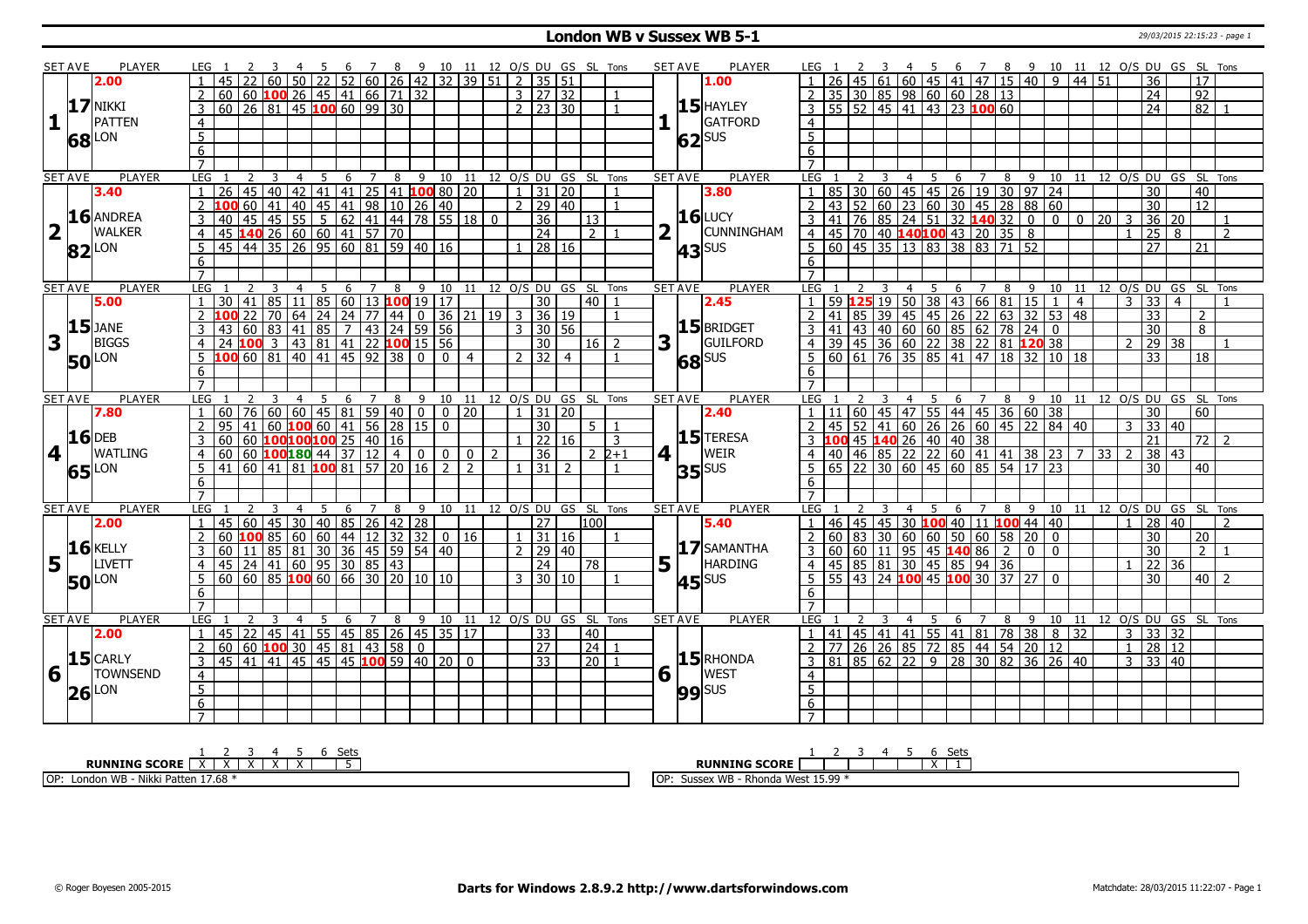# London WB v Sussex WB 5-1

29/03/2015 22:15:23 - page 1

## Set 1

| SET AVE | PLAYER | LEG | 1 | 2 | 3 | 4 | 5 | 6 | 7 | 8 | 9 | 10 | 11 | 12 | O/S | DU | GS | SL | Tons |
|---|---|---|---|---|---|---|---|---|---|---|---|---|---|---|---|---|---|---|---|
| 2.00 | NIKKI PATTEN | 1 | 45 | 22 | 60 | 50 | 22 | 52 | 60 | 26 | 42 | 32 | 39 | 51 | 2 | 35 | 51 | | |
| 17 | | 2 | 60 | 60 | 100 | 26 | 45 | 41 | 66 | 71 | 32 | | | | 3 | 27 | 32 | | 1 |
| 68 | LON | 3 | 60 | 26 | 81 | 45 | 100 | 60 | 99 | 30 | | | | | 2 | 23 | 30 | | 1 |

| SET AVE | PLAYER | LEG | 1 | 2 | 3 | 4 | 5 | 6 | 7 | 8 | 9 | 10 | 11 | 12 | O/S | DU | GS | SL | Tons |
|---|---|---|---|---|---|---|---|---|---|---|---|---|---|---|---|---|---|---|---|
| 1.00 | HAYLEY GATFORD | 1 | 26 | 45 | 61 | 60 | 45 | 41 | 47 | 15 | 40 | 9 | 44 | 51 | | 36 | | 17 | |
| 15 | | 2 | 35 | 30 | 85 | 98 | 60 | 60 | 28 | 13 | | | | | | 24 | | 92 | |
| 62 | SUS | 3 | 55 | 52 | 45 | 41 | 43 | 23 | 100 | 60 | | | | | | 24 | | 82 | 1 |

## Set 2

| SET AVE | PLAYER | LEG | 1 | 2 | 3 | 4 | 5 | 6 | 7 | 8 | 9 | 10 | 11 | 12 | O/S | DU | GS | SL | Tons |
|---|---|---|---|---|---|---|---|---|---|---|---|---|---|---|---|---|---|---|---|
| 3.40 | ANDREA WALKER | 1 | 26 | 45 | 40 | 42 | 41 | 41 | 25 | 41 | 100 | 80 | 20 | | 1 | 31 | 20 | | 1 |
| 16 | | 2 | 100 | 60 | 41 | 40 | 45 | 41 | 98 | 10 | 26 | 40 | | | 2 | 29 | 40 | | 1 |
| 82 | LON | 3 | 40 | 45 | 45 | 55 | 5 | 62 | 41 | 44 | 78 | 55 | 18 | 0 | | 36 | | 13 | |
| | | 4 | 45 | 140 | 26 | 60 | 60 | 41 | 57 | 70 | | | | | | 24 | | 2 | 1 |
| | | 5 | 45 | 44 | 35 | 26 | 95 | 60 | 81 | 59 | 40 | 16 | | | 1 | 28 | 16 | | |

| SET AVE | PLAYER | LEG | 1 | 2 | 3 | 4 | 5 | 6 | 7 | 8 | 9 | 10 | 11 | 12 | O/S | DU | GS | SL | Tons |
|---|---|---|---|---|---|---|---|---|---|---|---|---|---|---|---|---|---|---|---|
| 3.80 | LUCY CUNNINGHAM | 1 | 85 | 30 | 60 | 45 | 45 | 26 | 19 | 30 | 97 | 24 | | | | 30 | | 40 | |
| 16 | | 2 | 43 | 52 | 60 | 23 | 60 | 30 | 45 | 28 | 88 | 60 | | | | 30 | | 12 | |
| 43 | SUS | 3 | 41 | 76 | 85 | 24 | 51 | 32 | 140 | 32 | 0 | 0 | 0 | 20 | 3 | 36 | 20 | | 1 |
| | | 4 | 45 | 70 | 40 | 140 | 100 | 43 | 20 | 35 | 8 | | | | 1 | 25 | 8 | | 2 |
| | | 5 | 60 | 45 | 35 | 13 | 83 | 38 | 83 | 71 | 52 | | | | | 27 | | 21 | |

## Set 3

| SET AVE | PLAYER | LEG | 1 | 2 | 3 | 4 | 5 | 6 | 7 | 8 | 9 | 10 | 11 | 12 | O/S | DU | GS | SL | Tons |
|---|---|---|---|---|---|---|---|---|---|---|---|---|---|---|---|---|---|---|---|
| 5.00 | JANE BIGGS | 1 | 30 | 41 | 85 | 11 | 85 | 60 | 13 | 100 | 19 | 17 | | | | 30 | | 40 | 1 |
| 15 | | 2 | 100 | 22 | 70 | 64 | 24 | 24 | 77 | 44 | 0 | 36 | 21 | 19 | 3 | 36 | 19 | | 1 |
| 50 | LON | 3 | 43 | 60 | 83 | 41 | 85 | 7 | 43 | 24 | 59 | 56 | | | 3 | 30 | 56 | | |
| | | 4 | 24 | 100 | 3 | 43 | 81 | 41 | 22 | 100 | 15 | 56 | | | | 30 | | 16 | 2 |
| | | 5 | 100 | 60 | 81 | 40 | 41 | 45 | 92 | 38 | 0 | 0 | 4 | | 2 | 32 | 4 | | 1 |

| SET AVE | PLAYER | LEG | 1 | 2 | 3 | 4 | 5 | 6 | 7 | 8 | 9 | 10 | 11 | 12 | O/S | DU | GS | SL | Tons |
|---|---|---|---|---|---|---|---|---|---|---|---|---|---|---|---|---|---|---|---|
| 2.45 | BRIDGET GUILFORD | 1 | 59 | 125 | 19 | 50 | 38 | 43 | 66 | 81 | 15 | 1 | 4 | | 3 | 33 | 4 | | 1 |
| 15 | | 2 | 41 | 85 | 39 | 45 | 45 | 26 | 22 | 63 | 32 | 53 | 48 | | | 33 | | 2 | |
| 68 | SUS | 3 | 41 | 43 | 40 | 60 | 60 | 85 | 62 | 78 | 24 | 0 | | | | 30 | | 8 | |
| | | 4 | 39 | 45 | 36 | 60 | 22 | 38 | 22 | 81 | 120 | 38 | | | 2 | 29 | 38 | | 1 |
| | | 5 | 60 | 61 | 76 | 35 | 85 | 41 | 47 | 18 | 32 | 10 | 18 | | | 33 | | 18 | |

## Set 4

| SET AVE | PLAYER | LEG | 1 | 2 | 3 | 4 | 5 | 6 | 7 | 8 | 9 | 10 | 11 | 12 | O/S | DU | GS | SL | Tons |
|---|---|---|---|---|---|---|---|---|---|---|---|---|---|---|---|---|---|---|---|
| 7.80 | DEB WATLING | 1 | 60 | 76 | 60 | 60 | 45 | 81 | 59 | 40 | 0 | 0 | 20 | | 1 | 31 | 20 | | |
| 16 | | 2 | 95 | 41 | 60 | 100 | 60 | 41 | 56 | 28 | 15 | 0 | | | | 30 | | 5 | 1 |
| 65 | LON | 3 | 60 | 60 | 100 | 100 | 100 | 25 | 40 | 16 | | | | | 1 | 22 | 16 | | 3 |
| | | 4 | 60 | 60 | 100 | 180 | 44 | 37 | 12 | 4 | 0 | 0 | 0 | 2 | | 36 | | 2 | 2+1 |
| | | 5 | 41 | 60 | 41 | 81 | 100 | 81 | 57 | 20 | 16 | 2 | 2 | | 1 | 31 | 2 | | 1 |

| SET AVE | PLAYER | LEG | 1 | 2 | 3 | 4 | 5 | 6 | 7 | 8 | 9 | 10 | 11 | 12 | O/S | DU | GS | SL | Tons |
|---|---|---|---|---|---|---|---|---|---|---|---|---|---|---|---|---|---|---|---|
| 2.40 | TERESA WEIR | 1 | 11 | 60 | 45 | 47 | 55 | 44 | 45 | 36 | 60 | 38 | | | | 30 | | 60 | |
| 15 | | 2 | 45 | 52 | 41 | 60 | 26 | 26 | 60 | 45 | 22 | 84 | 40 | | 3 | 33 | 40 | | |
| 35 | SUS | 3 | 100 | 45 | 140 | 26 | 40 | 40 | 38 | | | | | | | 21 | | 72 | 2 |
| | | 4 | 40 | 46 | 85 | 22 | 22 | 60 | 41 | 41 | 38 | 23 | 7 | 33 | 2 | 38 | 43 | | |
| | | 5 | 65 | 22 | 30 | 60 | 45 | 60 | 85 | 54 | 17 | 23 | | | | 30 | | 40 | |

## Set 5

| SET AVE | PLAYER | LEG | 1 | 2 | 3 | 4 | 5 | 6 | 7 | 8 | 9 | 10 | 11 | 12 | O/S | DU | GS | SL | Tons |
|---|---|---|---|---|---|---|---|---|---|---|---|---|---|---|---|---|---|---|---|
| 2.00 | KELLY LIVETT | 1 | 45 | 60 | 45 | 30 | 40 | 85 | 26 | 42 | 28 | | | | | 27 | | 100 | |
| 16 | | 2 | 60 | 100 | 85 | 60 | 60 | 44 | 12 | 32 | 32 | 0 | 16 | | 1 | 31 | 16 | | 1 |
| 50 | LON | 3 | 60 | 11 | 85 | 81 | 30 | 36 | 45 | 59 | 54 | 40 | | | 2 | 29 | 40 | | |
| | | 4 | 45 | 24 | 41 | 60 | 95 | 30 | 85 | 43 | | | | | | 24 | | 78 | |
| | | 5 | 60 | 60 | 85 | 100 | 60 | 66 | 30 | 20 | 10 | 10 | | | 3 | 30 | 10 | | 1 |

| SET AVE | PLAYER | LEG | 1 | 2 | 3 | 4 | 5 | 6 | 7 | 8 | 9 | 10 | 11 | 12 | O/S | DU | GS | SL | Tons |
|---|---|---|---|---|---|---|---|---|---|---|---|---|---|---|---|---|---|---|---|
| 5.40 | SAMANTHA HARDING | 1 | 46 | 45 | 45 | 30 | 100 | 40 | 11 | 100 | 44 | 40 | | | 1 | 28 | 40 | | 2 |
| 17 | | 2 | 60 | 83 | 30 | 60 | 60 | 50 | 60 | 58 | 20 | 0 | | | | 30 | | 20 | |
| 45 | SUS | 3 | 60 | 60 | 11 | 95 | 45 | 140 | 86 | 2 | 0 | 0 | | | | 30 | | 2 | 1 |
| | | 4 | 45 | 85 | 81 | 30 | 45 | 85 | 94 | 36 | | | | | 1 | 22 | 36 | | |
| | | 5 | 55 | 43 | 24 | 100 | 45 | 100 | 30 | 37 | 27 | 0 | | | | 30 | | 40 | 2 |

## Set 6

| SET AVE | PLAYER | LEG | 1 | 2 | 3 | 4 | 5 | 6 | 7 | 8 | 9 | 10 | 11 | 12 | O/S | DU | GS | SL | Tons |
|---|---|---|---|---|---|---|---|---|---|---|---|---|---|---|---|---|---|---|---|
| 2.00 | CARLY TOWNSEND | 1 | 45 | 22 | 45 | 41 | 55 | 45 | 85 | 26 | 45 | 35 | 17 | | | 33 | | 40 | |
| 15 | | 2 | 60 | 60 | 100 | 30 | 45 | 81 | 43 | 58 | 0 | | | | | 27 | | 24 | 1 |
| 26 | LON | 3 | 45 | 41 | 41 | 45 | 45 | 45 | 100 | 59 | 40 | 20 | 0 | | | 33 | | 20 | 1 |

| SET AVE | PLAYER | LEG | 1 | 2 | 3 | 4 | 5 | 6 | 7 | 8 | 9 | 10 | 11 | 12 | O/S | DU | GS | SL | Tons |
|---|---|---|---|---|---|---|---|---|---|---|---|---|---|---|---|---|---|---|---|
| | RHONDA WEST | 1 | 41 | 45 | 41 | 41 | 55 | 41 | 81 | 78 | 38 | 8 | 32 | | 3 | 33 | 32 | | |
| 15 | | 2 | 77 | 26 | 26 | 85 | 72 | 85 | 44 | 54 | 20 | 12 | | | 1 | 28 | 12 | | |
| 99 | SUS | 3 | 81 | 85 | 62 | 22 | 9 | 28 | 30 | 82 | 36 | 26 | 40 | | 3 | 33 | 40 | | |

| RUNNING SCORE | 1 | 2 | 3 | 4 | 5 | 6 | Sets |
|---|---|---|---|---|---|---|---|
| London WB | X | X | X | X | X | | 5 |
| Sussex WB | | | | | | X | 1 |

OP: London WB - Nikki Patten 17.68 *

OP: Sussex WB - Rhonda West 15.99 *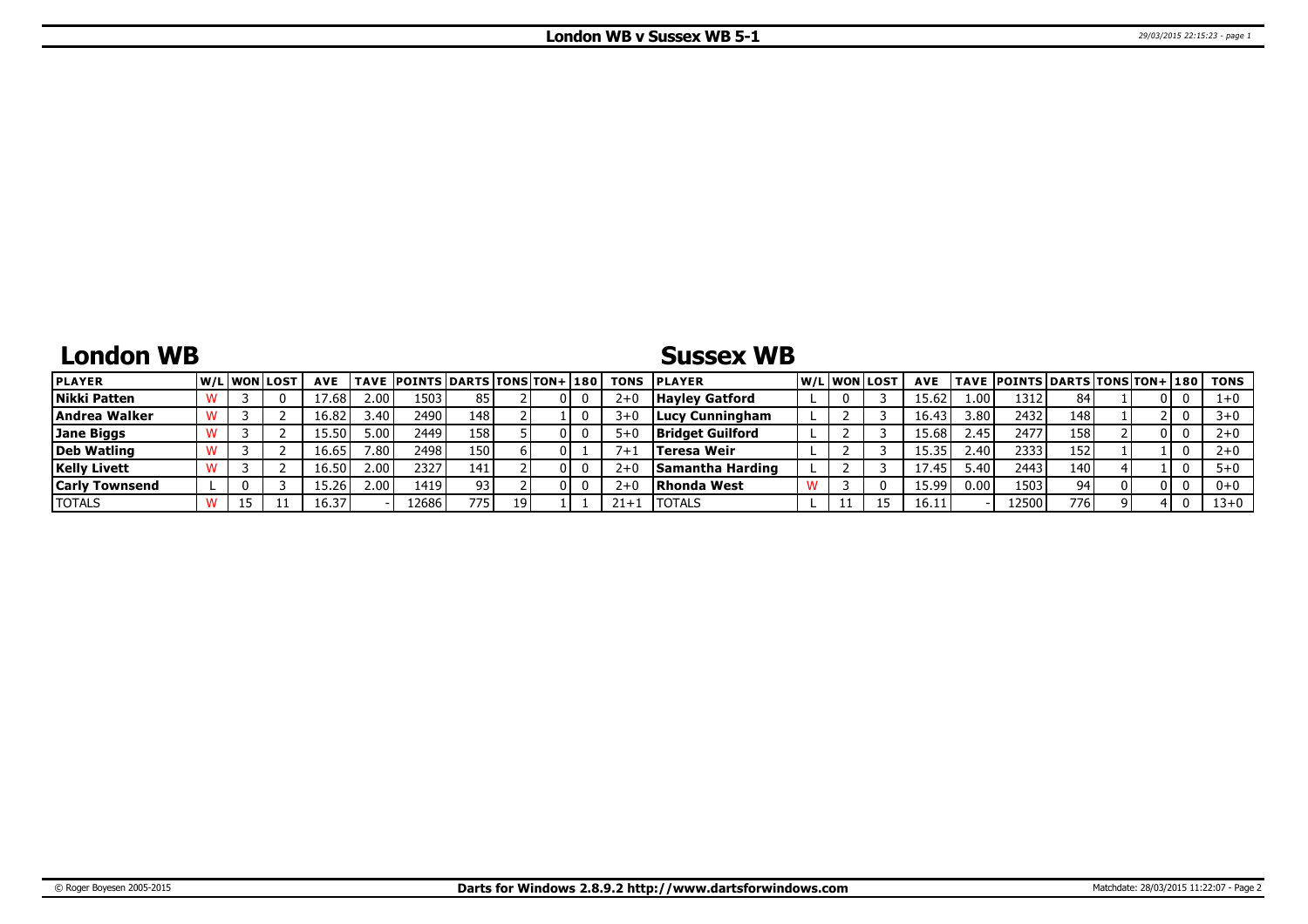# London WB v Sussex WB 5-1

## London WB

| PLAYER | W/L | WON | LOST | AVE | TAVE | POINTS | DARTS | TONS | TON+ | 180 | TONS |
|---|---|---|---|---|---|---|---|---|---|---|---|
| Nikki Patten | W | 3 | 0 | 17.68 | 2.00 | 1503 | 85 | 2 | 0 | 0 | 2+0 |
| Andrea Walker | W | 3 | 2 | 16.82 | 3.40 | 2490 | 148 | 2 | 1 | 0 | 3+0 |
| Jane Biggs | W | 3 | 2 | 15.50 | 5.00 | 2449 | 158 | 5 | 0 | 0 | 5+0 |
| Deb Watling | W | 3 | 2 | 16.65 | 7.80 | 2498 | 150 | 6 | 0 | 1 | 7+1 |
| Kelly Livett | W | 3 | 2 | 16.50 | 2.00 | 2327 | 141 | 2 | 0 | 0 | 2+0 |
| Carly Townsend | L | 0 | 3 | 15.26 | 2.00 | 1419 | 93 | 2 | 0 | 0 | 2+0 |
| TOTALS | W | 15 | 11 | 16.37 | - | 12686 | 775 | 19 | 1 | 1 | 21+1 |

## Sussex WB

| PLAYER | W/L | WON | LOST | AVE | TAVE | POINTS | DARTS | TONS | TON+ | 180 | TONS |
|---|---|---|---|---|---|---|---|---|---|---|---|
| Hayley Gatford | L | 0 | 3 | 15.62 | 1.00 | 1312 | 84 | 1 | 0 | 0 | 1+0 |
| Lucy Cunningham | L | 2 | 3 | 16.43 | 3.80 | 2432 | 148 | 1 | 2 | 0 | 3+0 |
| Bridget Guilford | L | 2 | 3 | 15.68 | 2.45 | 2477 | 158 | 2 | 0 | 0 | 2+0 |
| Teresa Weir | L | 2 | 3 | 15.35 | 2.40 | 2333 | 152 | 1 | 1 | 0 | 2+0 |
| Samantha Harding | L | 2 | 3 | 17.45 | 5.40 | 2443 | 140 | 4 | 1 | 0 | 5+0 |
| Rhonda West | W | 3 | 0 | 15.99 | 0.00 | 1503 | 94 | 0 | 0 | 0 | 0+0 |
| TOTALS | L | 11 | 15 | 16.11 | - | 12500 | 776 | 9 | 4 | 0 | 13+0 |